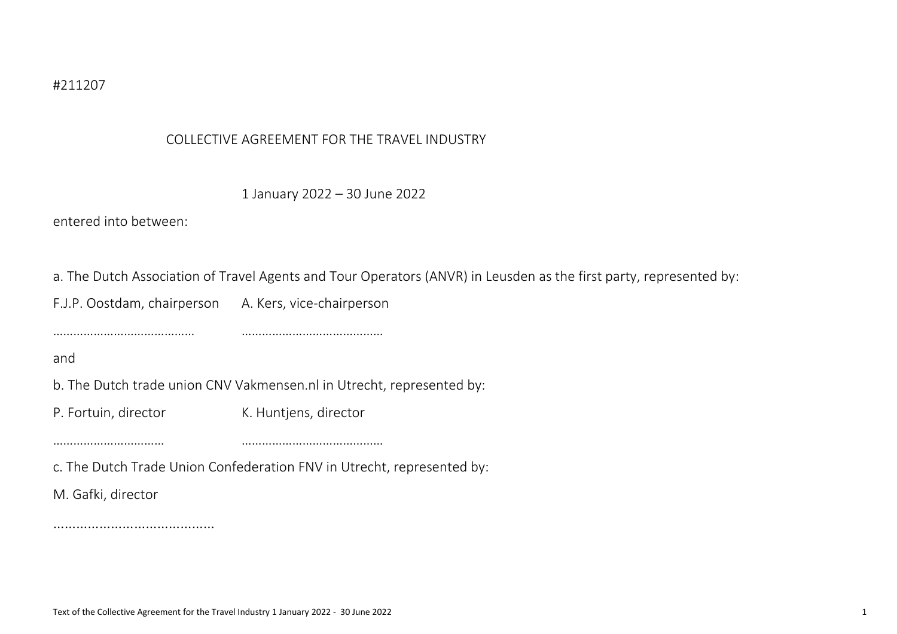#211207

# COLLECTIVE AGREEMENT FOR THE TRAVEL INDUSTRY

1 January 2022 – 30 June 2022

entered into between:

a. The Dutch Association of Travel Agents and Tour Operators (ANVR) in Leusden as the first party, represented by:

F.J.P. Oostdam, chairperson A. Kers, vice-chairperson

……………………………………  ……………………………………

and

b. The Dutch trade union CNV Vakmensen.nl in Utrecht, represented by:

P. Fortuin, director K. Huntjens, director

……………………………  ……………………………………

c. The Dutch Trade Union Confederation FNV in Utrecht, represented by:

M. Gafki, director

……………………………………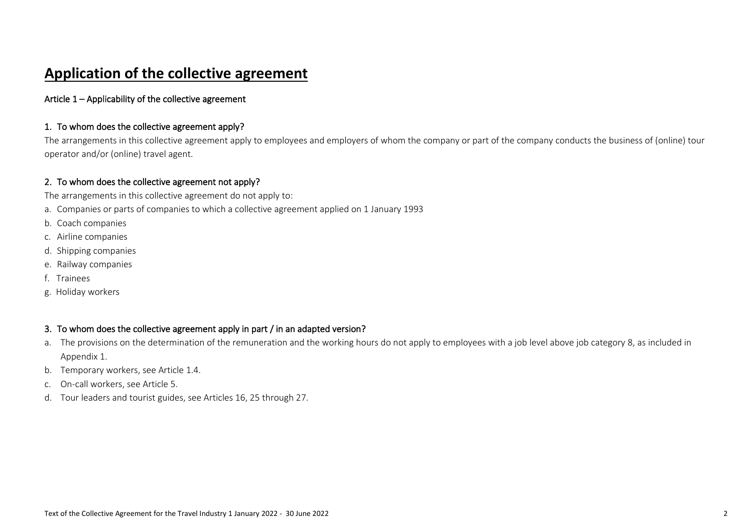# Application of the collective agreement

## Article 1 – Applicability of the collective agreement

### 1. To whom does the collective agreement apply?

The arrangements in this collective agreement apply to employees and employers of whom the company or part of the company conducts the business of (online) tour operator and/or (online) travel agent.

### 2. To whom does the collective agreement not apply?

The arrangements in this collective agreement do not apply to:

a. Companies or parts of companies to which a collective agreement applied on 1 January 1993
b. Coach companies
c. Airline companies
d. Shipping companies
e. Railway companies
f. Trainees
g. Holiday workers

### 3. To whom does the collective agreement apply in part / in an adapted version?

a. The provisions on the determination of the remuneration and the working hours do not apply to employees with a job level above job category 8, as included in Appendix 1.
b. Temporary workers, see Article 1.4.
c. On-call workers, see Article 5.
d. Tour leaders and tourist guides, see Articles 16, 25 through 27.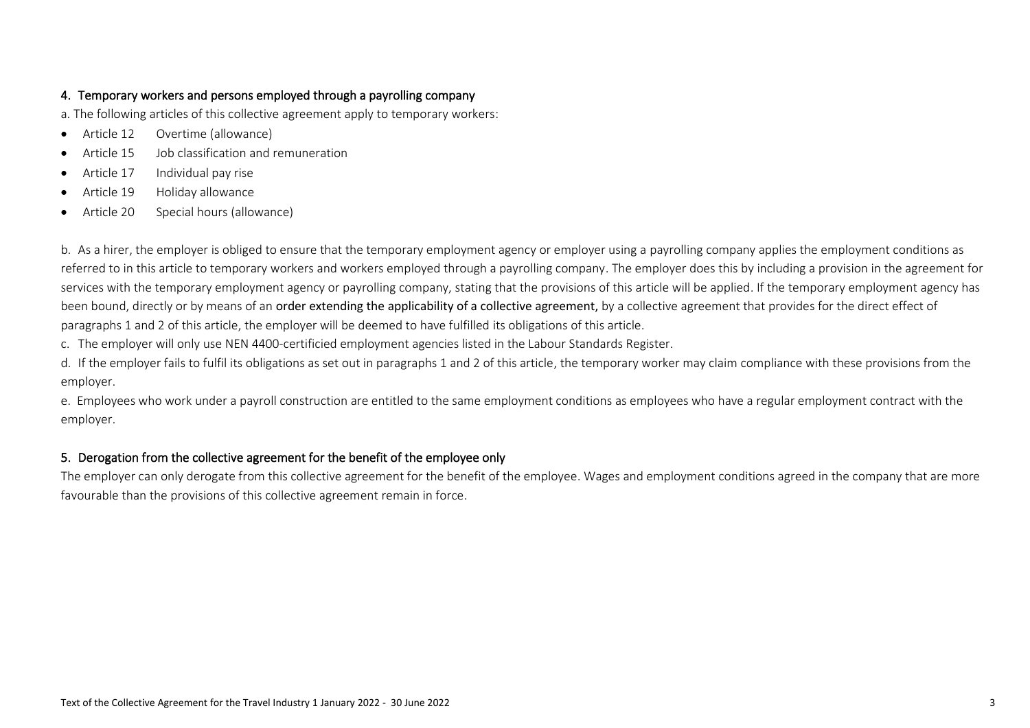## 4. Temporary workers and persons employed through a payrolling company

a. The following articles of this collective agreement apply to temporary workers:

- Article 12 Overtime (allowance)
- Article 15 Job classification and remuneration
- Article 17 Individual pay rise
- Article 19 Holiday allowance
- Article 20 Special hours (allowance)

b. As a hirer, the employer is obliged to ensure that the temporary employment agency or employer using a payrolling company applies the employment conditions as referred to in this article to temporary workers and workers employed through a payrolling company. The employer does this by including a provision in the agreement for services with the temporary employment agency or payrolling company, stating that the provisions of this article will be applied. If the temporary employment agency has been bound, directly or by means of an order extending the applicability of a collective agreement, by a collective agreement that provides for the direct effect of paragraphs 1 and 2 of this article, the employer will be deemed to have fulfilled its obligations of this article.

c. The employer will only use NEN 4400-certificied employment agencies listed in the Labour Standards Register.

d. If the employer fails to fulfil its obligations as set out in paragraphs 1 and 2 of this article, the temporary worker may claim compliance with these provisions from the employer.

e. Employees who work under a payroll construction are entitled to the same employment conditions as employees who have a regular employment contract with the employer.

## 5. Derogation from the collective agreement for the benefit of the employee only

The employer can only derogate from this collective agreement for the benefit of the employee. Wages and employment conditions agreed in the company that are more favourable than the provisions of this collective agreement remain in force.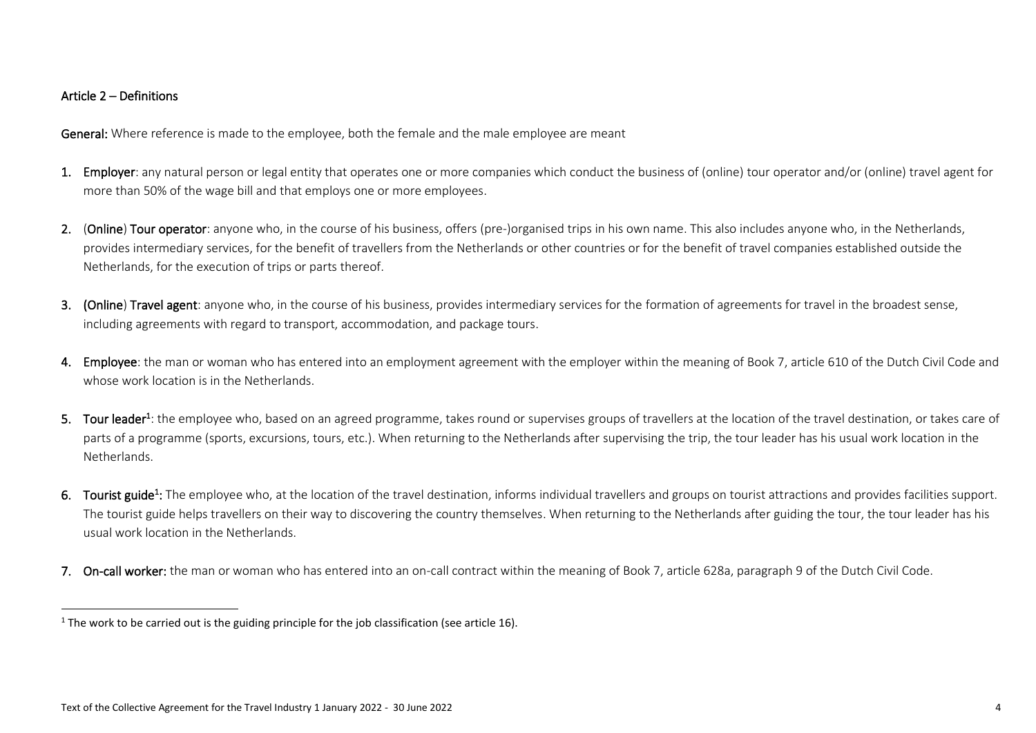## Article 2 – Definitions

**General:** Where reference is made to the employee, both the female and the male employee are meant

1. **Employer**: any natural person or legal entity that operates one or more companies which conduct the business of (online) tour operator and/or (online) travel agent for more than 50% of the wage bill and that employs one or more employees.

2. **(Online) Tour operator**: anyone who, in the course of his business, offers (pre-)organised trips in his own name. This also includes anyone who, in the Netherlands, provides intermediary services, for the benefit of travellers from the Netherlands or other countries or for the benefit of travel companies established outside the Netherlands, for the execution of trips or parts thereof.

3. **(Online) Travel agent**: anyone who, in the course of his business, provides intermediary services for the formation of agreements for travel in the broadest sense, including agreements with regard to transport, accommodation, and package tours.

4. **Employee**: the man or woman who has entered into an employment agreement with the employer within the meaning of Book 7, article 610 of the Dutch Civil Code and whose work location is in the Netherlands.

5. **Tour leader**[1]: the employee who, based on an agreed programme, takes round or supervises groups of travellers at the location of the travel destination, or takes care of parts of a programme (sports, excursions, tours, etc.). When returning to the Netherlands after supervising the trip, the tour leader has his usual work location in the Netherlands.

6. **Tourist guide**[1]**:** The employee who, at the location of the travel destination, informs individual travellers and groups on tourist attractions and provides facilities support. The tourist guide helps travellers on their way to discovering the country themselves. When returning to the Netherlands after guiding the tour, the tour leader has his usual work location in the Netherlands.

7. **On-call worker:** the man or woman who has entered into an on-call contract within the meaning of Book 7, article 628a, paragraph 9 of the Dutch Civil Code.

---

[1] The work to be carried out is the guiding principle for the job classification (see article 16).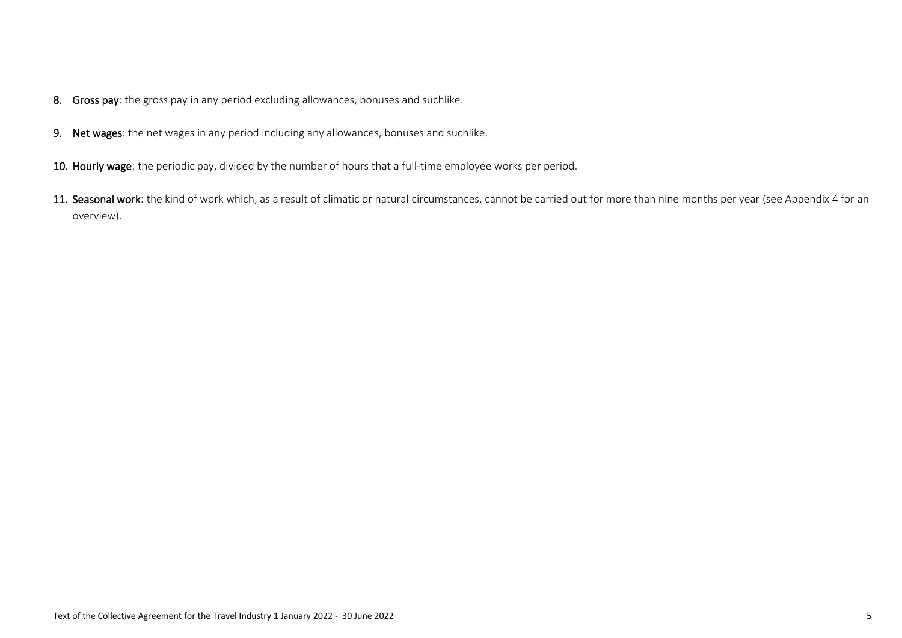8. **Gross pay**: the gross pay in any period excluding allowances, bonuses and suchlike.

9. **Net wages**: the net wages in any period including any allowances, bonuses and suchlike.

10. **Hourly wage**: the periodic pay, divided by the number of hours that a full-time employee works per period.

11. **Seasonal work**: the kind of work which, as a result of climatic or natural circumstances, cannot be carried out for more than nine months per year (see Appendix 4 for an overview).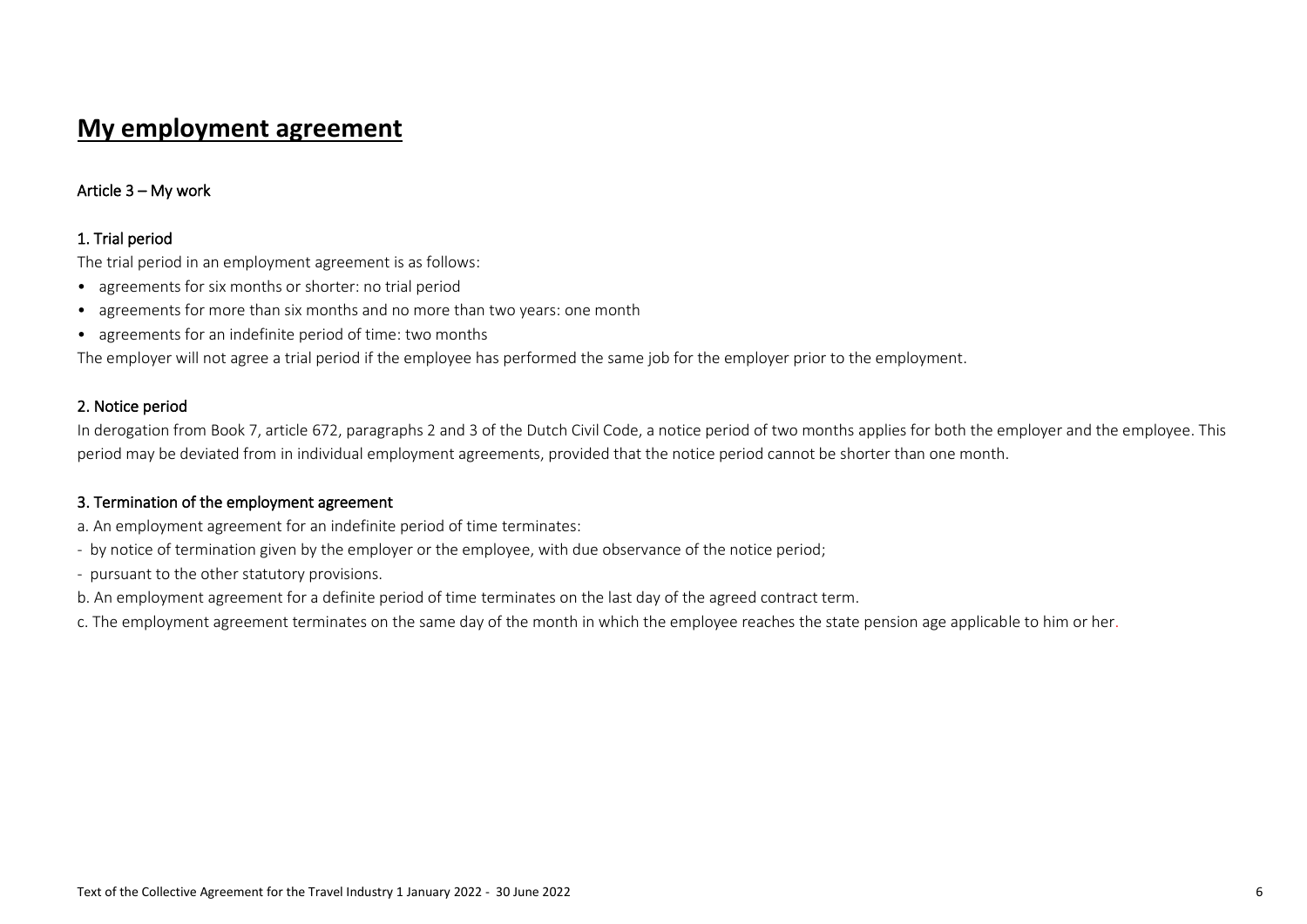# My employment agreement

## Article 3 – My work

### 1. Trial period

The trial period in an employment agreement is as follows:

- agreements for six months or shorter: no trial period
- agreements for more than six months and no more than two years: one month
- agreements for an indefinite period of time: two months

The employer will not agree a trial period if the employee has performed the same job for the employer prior to the employment.

### 2. Notice period

In derogation from Book 7, article 672, paragraphs 2 and 3 of the Dutch Civil Code, a notice period of two months applies for both the employer and the employee. This period may be deviated from in individual employment agreements, provided that the notice period cannot be shorter than one month.

### 3. Termination of the employment agreement

a. An employment agreement for an indefinite period of time terminates:

- by notice of termination given by the employer or the employee, with due observance of the notice period;
- pursuant to the other statutory provisions.

b. An employment agreement for a definite period of time terminates on the last day of the agreed contract term.

c. The employment agreement terminates on the same day of the month in which the employee reaches the state pension age applicable to him or her.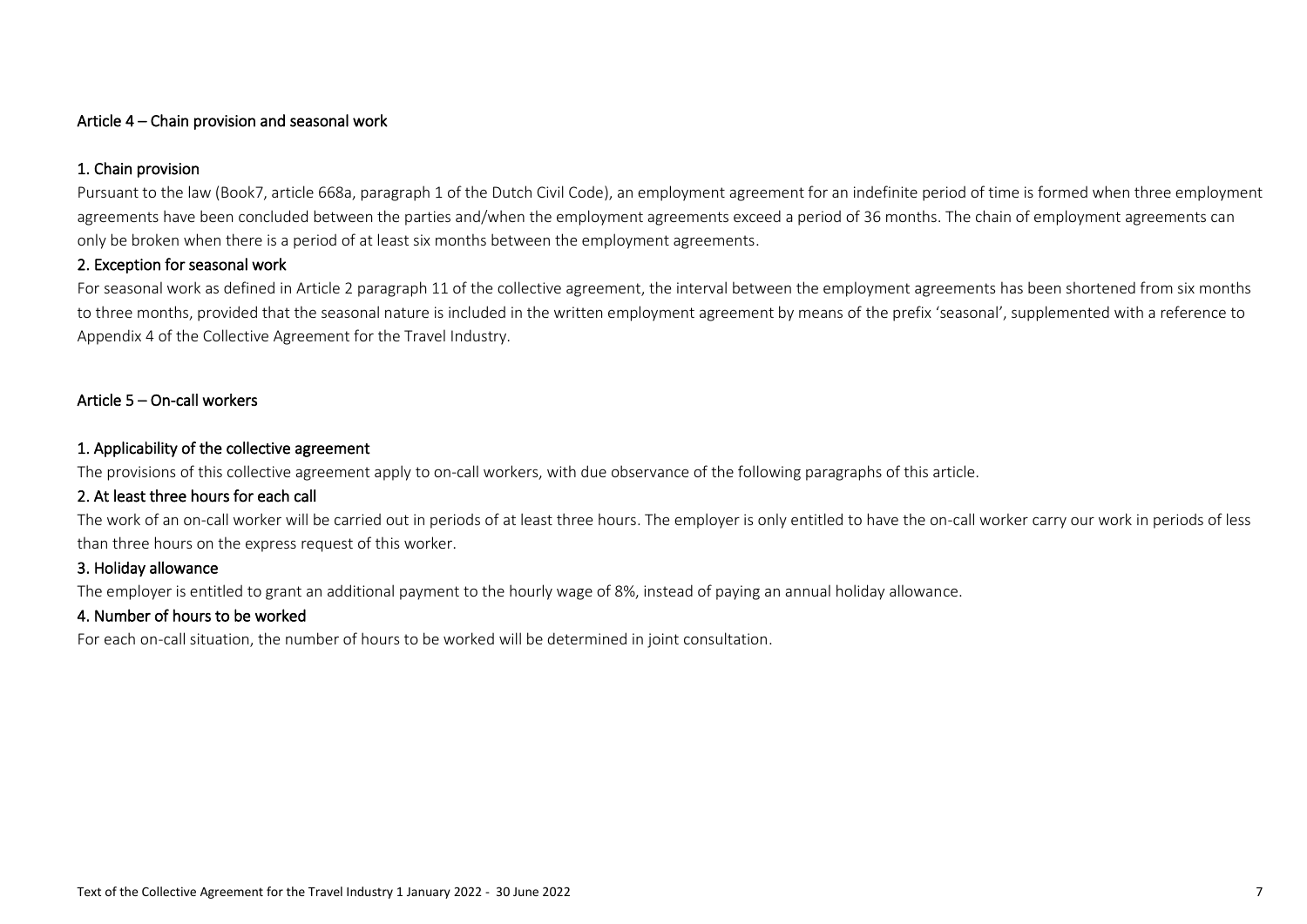## Article 4 – Chain provision and seasonal work

### 1. Chain provision

Pursuant to the law (Book7, article 668a, paragraph 1 of the Dutch Civil Code), an employment agreement for an indefinite period of time is formed when three employment agreements have been concluded between the parties and/when the employment agreements exceed a period of 36 months. The chain of employment agreements can only be broken when there is a period of at least six months between the employment agreements.

### 2. Exception for seasonal work

For seasonal work as defined in Article 2 paragraph 11 of the collective agreement, the interval between the employment agreements has been shortened from six months to three months, provided that the seasonal nature is included in the written employment agreement by means of the prefix 'seasonal', supplemented with a reference to Appendix 4 of the Collective Agreement for the Travel Industry.

## Article 5 – On-call workers

### 1. Applicability of the collective agreement

The provisions of this collective agreement apply to on-call workers, with due observance of the following paragraphs of this article.

### 2. At least three hours for each call

The work of an on-call worker will be carried out in periods of at least three hours. The employer is only entitled to have the on-call worker carry our work in periods of less than three hours on the express request of this worker.

### 3. Holiday allowance

The employer is entitled to grant an additional payment to the hourly wage of 8%, instead of paying an annual holiday allowance.

### 4. Number of hours to be worked

For each on-call situation, the number of hours to be worked will be determined in joint consultation.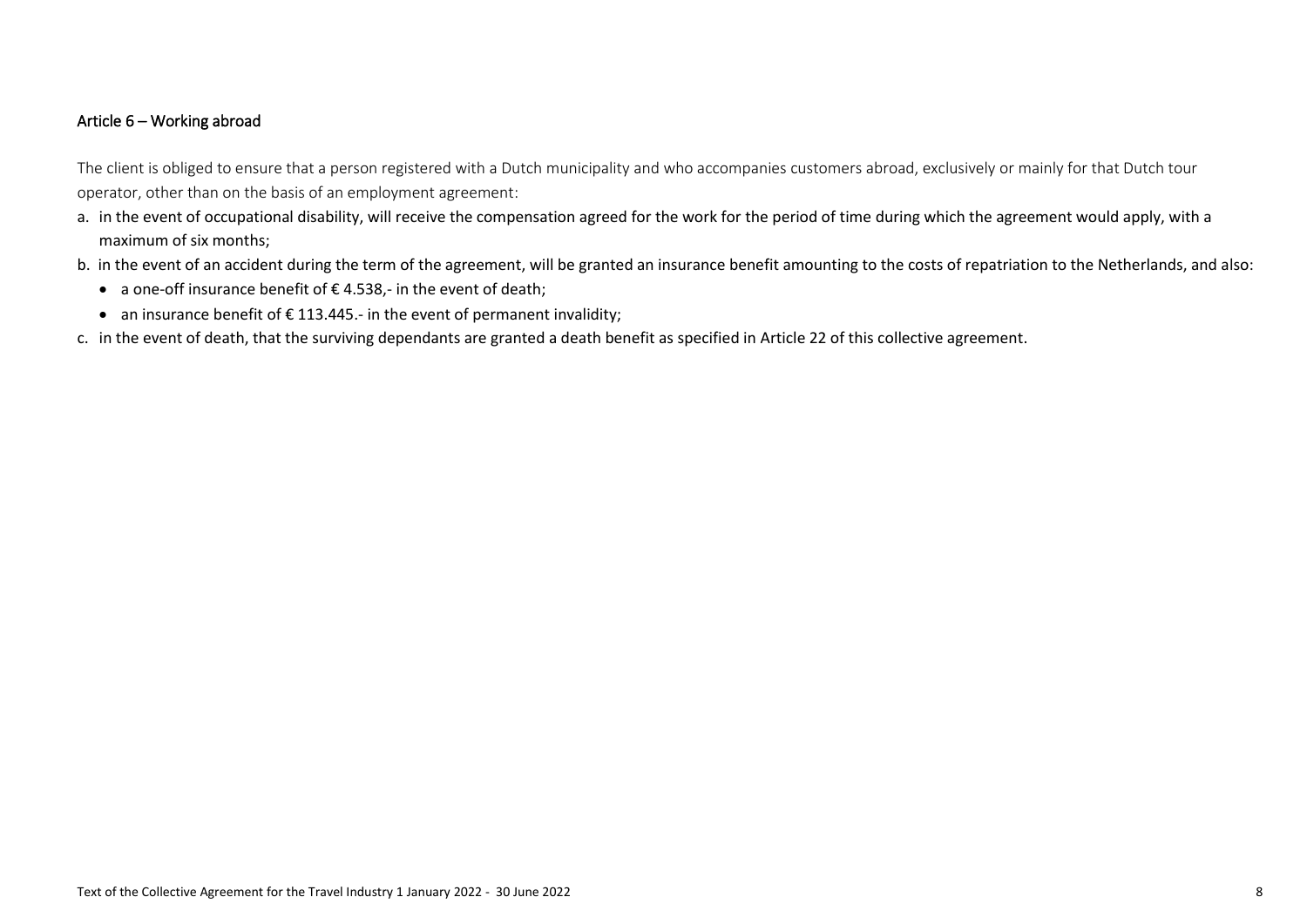## Article 6 – Working abroad

The client is obliged to ensure that a person registered with a Dutch municipality and who accompanies customers abroad, exclusively or mainly for that Dutch tour operator, other than on the basis of an employment agreement:

a. in the event of occupational disability, will receive the compensation agreed for the work for the period of time during which the agreement would apply, with a maximum of six months;

b. in the event of an accident during the term of the agreement, will be granted an insurance benefit amounting to the costs of repatriation to the Netherlands, and also:
   - a one-off insurance benefit of € 4.538,- in the event of death;
   - an insurance benefit of € 113.445.- in the event of permanent invalidity;

c. in the event of death, that the surviving dependants are granted a death benefit as specified in Article 22 of this collective agreement.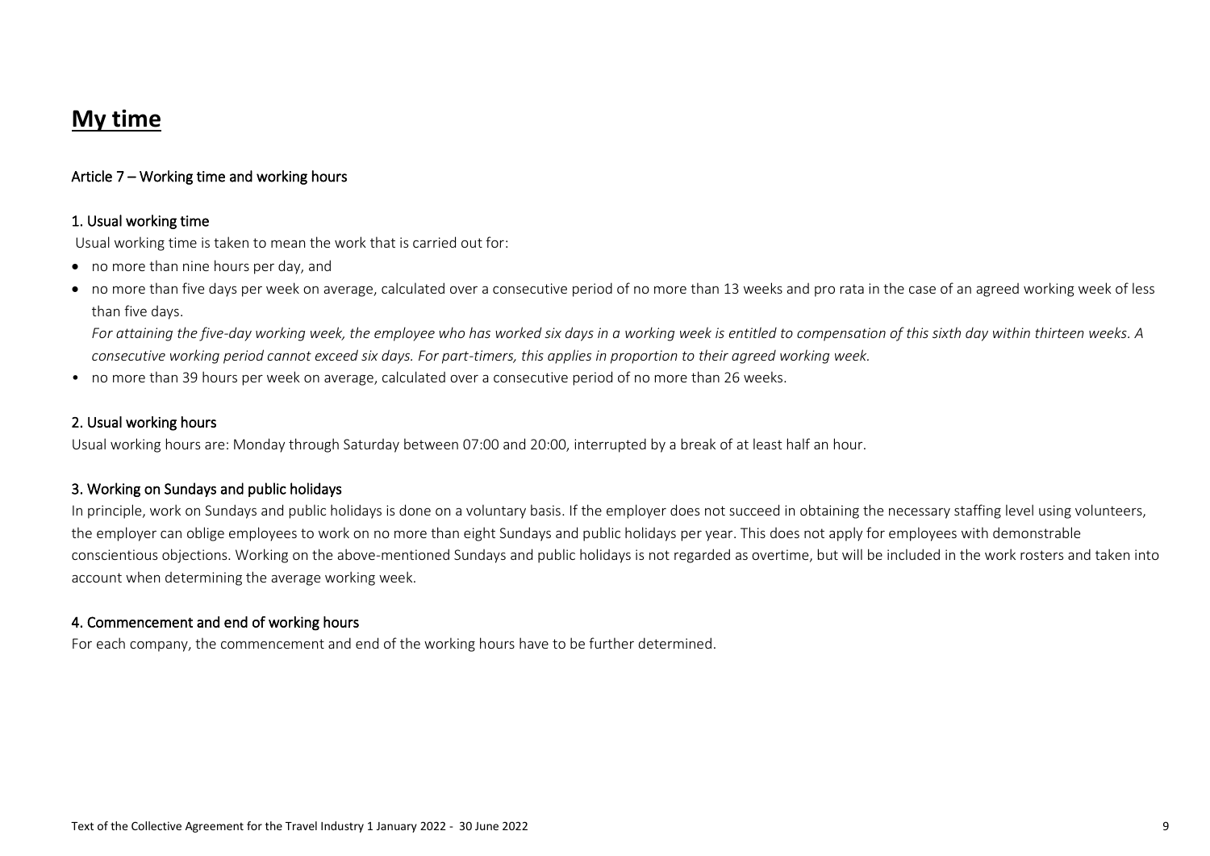# My time

## Article 7 – Working time and working hours

### 1. Usual working time

Usual working time is taken to mean the work that is carried out for:

- no more than nine hours per day, and
- no more than five days per week on average, calculated over a consecutive period of no more than 13 weeks and pro rata in the case of an agreed working week of less than five days.

  *For attaining the five-day working week, the employee who has worked six days in a working week is entitled to compensation of this sixth day within thirteen weeks. A consecutive working period cannot exceed six days. For part-timers, this applies in proportion to their agreed working week.*
- no more than 39 hours per week on average, calculated over a consecutive period of no more than 26 weeks.

### 2. Usual working hours

Usual working hours are: Monday through Saturday between 07:00 and 20:00, interrupted by a break of at least half an hour.

### 3. Working on Sundays and public holidays

In principle, work on Sundays and public holidays is done on a voluntary basis. If the employer does not succeed in obtaining the necessary staffing level using volunteers, the employer can oblige employees to work on no more than eight Sundays and public holidays per year. This does not apply for employees with demonstrable conscientious objections. Working on the above-mentioned Sundays and public holidays is not regarded as overtime, but will be included in the work rosters and taken into account when determining the average working week.

### 4. Commencement and end of working hours

For each company, the commencement and end of the working hours have to be further determined.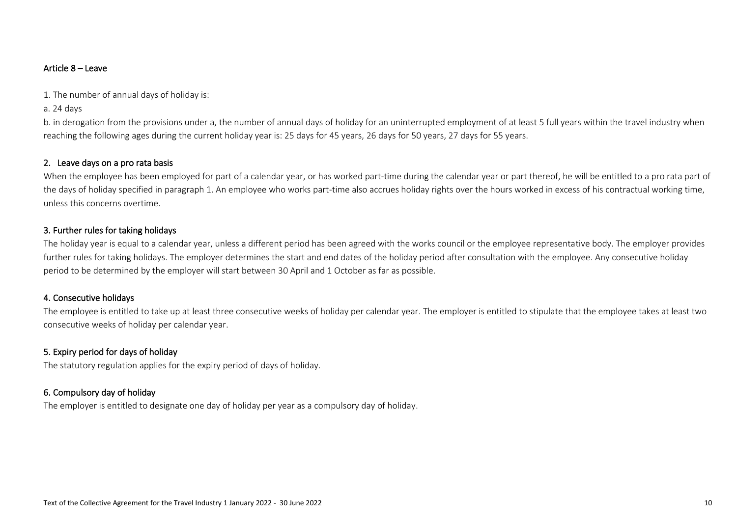## Article 8 – Leave

1. The number of annual days of holiday is:

a. 24 days

b. in derogation from the provisions under a, the number of annual days of holiday for an uninterrupted employment of at least 5 full years within the travel industry when reaching the following ages during the current holiday year is: 25 days for 45 years, 26 days for 50 years, 27 days for 55 years.

### 2. Leave days on a pro rata basis

When the employee has been employed for part of a calendar year, or has worked part-time during the calendar year or part thereof, he will be entitled to a pro rata part of the days of holiday specified in paragraph 1. An employee who works part-time also accrues holiday rights over the hours worked in excess of his contractual working time, unless this concerns overtime.

### 3. Further rules for taking holidays

The holiday year is equal to a calendar year, unless a different period has been agreed with the works council or the employee representative body. The employer provides further rules for taking holidays. The employer determines the start and end dates of the holiday period after consultation with the employee. Any consecutive holiday period to be determined by the employer will start between 30 April and 1 October as far as possible.

### 4. Consecutive holidays

The employee is entitled to take up at least three consecutive weeks of holiday per calendar year. The employer is entitled to stipulate that the employee takes at least two consecutive weeks of holiday per calendar year.

### 5. Expiry period for days of holiday

The statutory regulation applies for the expiry period of days of holiday.

### 6. Compulsory day of holiday

The employer is entitled to designate one day of holiday per year as a compulsory day of holiday.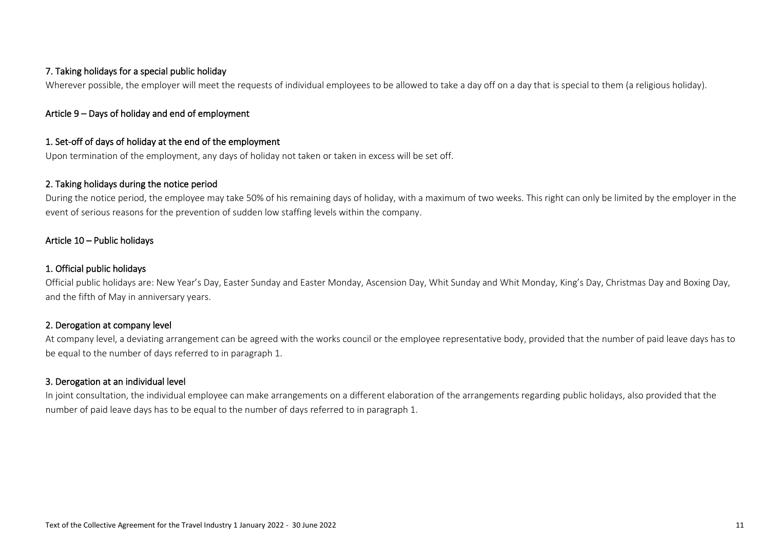### 7. Taking holidays for a special public holiday

Wherever possible, the employer will meet the requests of individual employees to be allowed to take a day off on a day that is special to them (a religious holiday).

## Article 9 – Days of holiday and end of employment

### 1. Set-off of days of holiday at the end of the employment

Upon termination of the employment, any days of holiday not taken or taken in excess will be set off.

### 2. Taking holidays during the notice period

During the notice period, the employee may take 50% of his remaining days of holiday, with a maximum of two weeks. This right can only be limited by the employer in the event of serious reasons for the prevention of sudden low staffing levels within the company.

## Article 10 – Public holidays

### 1. Official public holidays

Official public holidays are: New Year's Day, Easter Sunday and Easter Monday, Ascension Day, Whit Sunday and Whit Monday, King's Day, Christmas Day and Boxing Day, and the fifth of May in anniversary years.

### 2. Derogation at company level

At company level, a deviating arrangement can be agreed with the works council or the employee representative body, provided that the number of paid leave days has to be equal to the number of days referred to in paragraph 1.

### 3. Derogation at an individual level

In joint consultation, the individual employee can make arrangements on a different elaboration of the arrangements regarding public holidays, also provided that the number of paid leave days has to be equal to the number of days referred to in paragraph 1.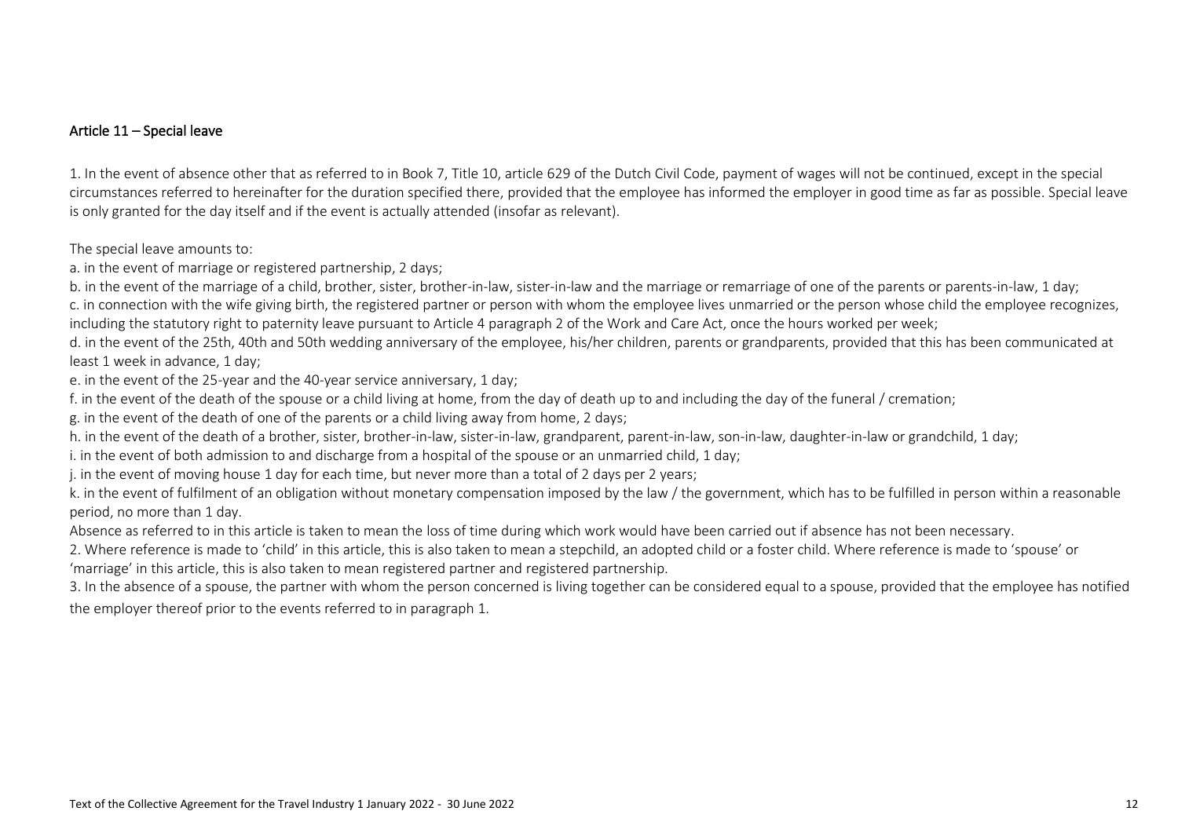## Article 11 – Special leave

1. In the event of absence other that as referred to in Book 7, Title 10, article 629 of the Dutch Civil Code, payment of wages will not be continued, except in the special circumstances referred to hereinafter for the duration specified there, provided that the employee has informed the employer in good time as far as possible. Special leave is only granted for the day itself and if the event is actually attended (insofar as relevant).

The special leave amounts to:

a. in the event of marriage or registered partnership, 2 days;
b. in the event of the marriage of a child, brother, sister, brother-in-law, sister-in-law and the marriage or remarriage of one of the parents or parents-in-law, 1 day;
c. in connection with the wife giving birth, the registered partner or person with whom the employee lives unmarried or the person whose child the employee recognizes, including the statutory right to paternity leave pursuant to Article 4 paragraph 2 of the Work and Care Act, once the hours worked per week;
d. in the event of the 25th, 40th and 50th wedding anniversary of the employee, his/her children, parents or grandparents, provided that this has been communicated at least 1 week in advance, 1 day;
e. in the event of the 25-year and the 40-year service anniversary, 1 day;
f. in the event of the death of the spouse or a child living at home, from the day of death up to and including the day of the funeral / cremation;
g. in the event of the death of one of the parents or a child living away from home, 2 days;
h. in the event of the death of a brother, sister, brother-in-law, sister-in-law, grandparent, parent-in-law, son-in-law, daughter-in-law or grandchild, 1 day;
i. in the event of both admission to and discharge from a hospital of the spouse or an unmarried child, 1 day;
j. in the event of moving house 1 day for each time, but never more than a total of 2 days per 2 years;
k. in the event of fulfilment of an obligation without monetary compensation imposed by the law / the government, which has to be fulfilled in person within a reasonable period, no more than 1 day.

Absence as referred to in this article is taken to mean the loss of time during which work would have been carried out if absence has not been necessary.

2. Where reference is made to 'child' in this article, this is also taken to mean a stepchild, an adopted child or a foster child. Where reference is made to 'spouse' or 'marriage' in this article, this is also taken to mean registered partner and registered partnership.

3. In the absence of a spouse, the partner with whom the person concerned is living together can be considered equal to a spouse, provided that the employee has notified the employer thereof prior to the events referred to in paragraph 1.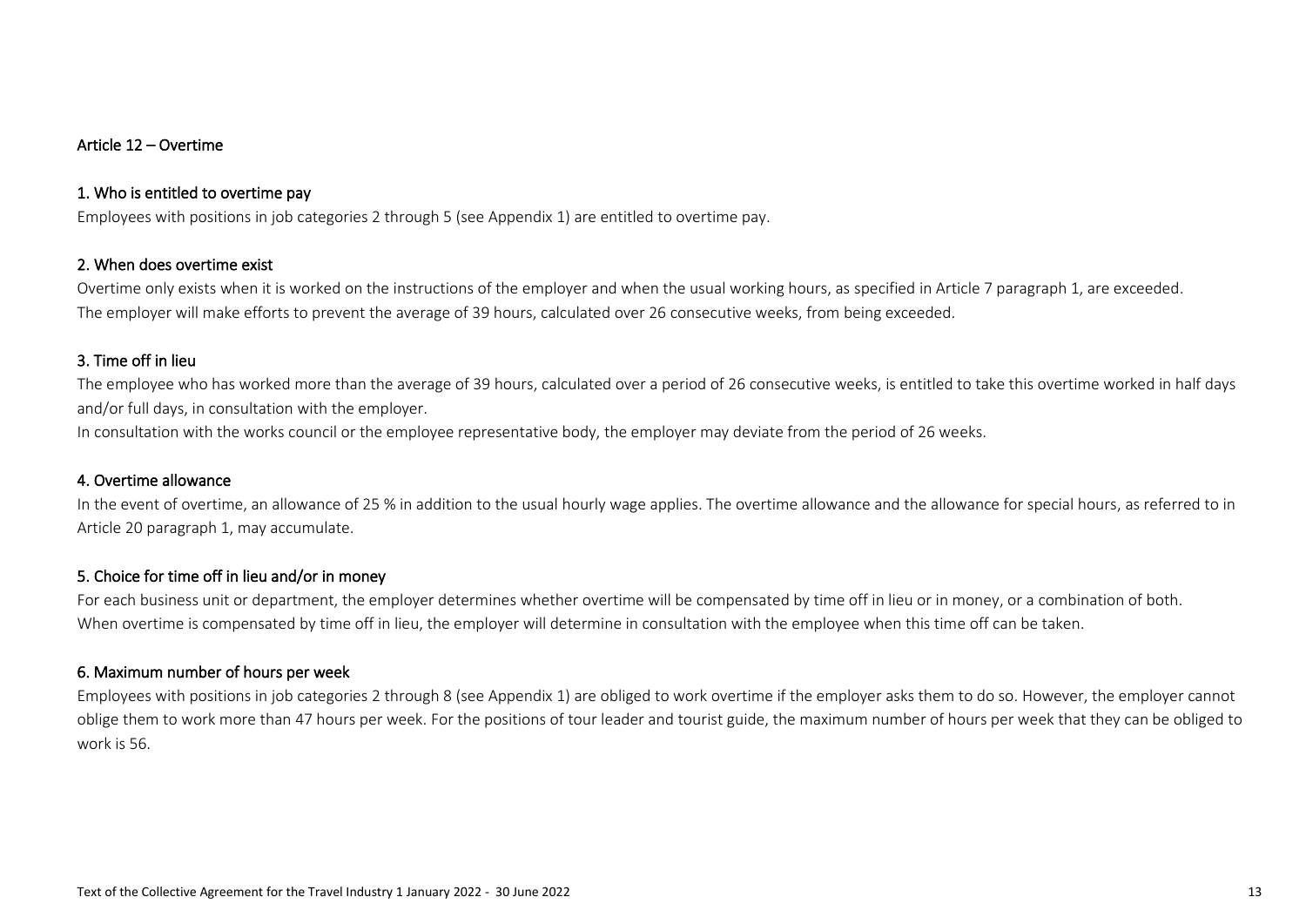## Article 12 – Overtime

### 1. Who is entitled to overtime pay

Employees with positions in job categories 2 through 5 (see Appendix 1) are entitled to overtime pay.

### 2. When does overtime exist

Overtime only exists when it is worked on the instructions of the employer and when the usual working hours, as specified in Article 7 paragraph 1, are exceeded.
The employer will make efforts to prevent the average of 39 hours, calculated over 26 consecutive weeks, from being exceeded.

### 3. Time off in lieu

The employee who has worked more than the average of 39 hours, calculated over a period of 26 consecutive weeks, is entitled to take this overtime worked in half days and/or full days, in consultation with the employer.
In consultation with the works council or the employee representative body, the employer may deviate from the period of 26 weeks.

### 4. Overtime allowance

In the event of overtime, an allowance of 25 % in addition to the usual hourly wage applies. The overtime allowance and the allowance for special hours, as referred to in Article 20 paragraph 1, may accumulate.

### 5. Choice for time off in lieu and/or in money

For each business unit or department, the employer determines whether overtime will be compensated by time off in lieu or in money, or a combination of both.
When overtime is compensated by time off in lieu, the employer will determine in consultation with the employee when this time off can be taken.

### 6. Maximum number of hours per week

Employees with positions in job categories 2 through 8 (see Appendix 1) are obliged to work overtime if the employer asks them to do so. However, the employer cannot oblige them to work more than 47 hours per week. For the positions of tour leader and tourist guide, the maximum number of hours per week that they can be obliged to work is 56.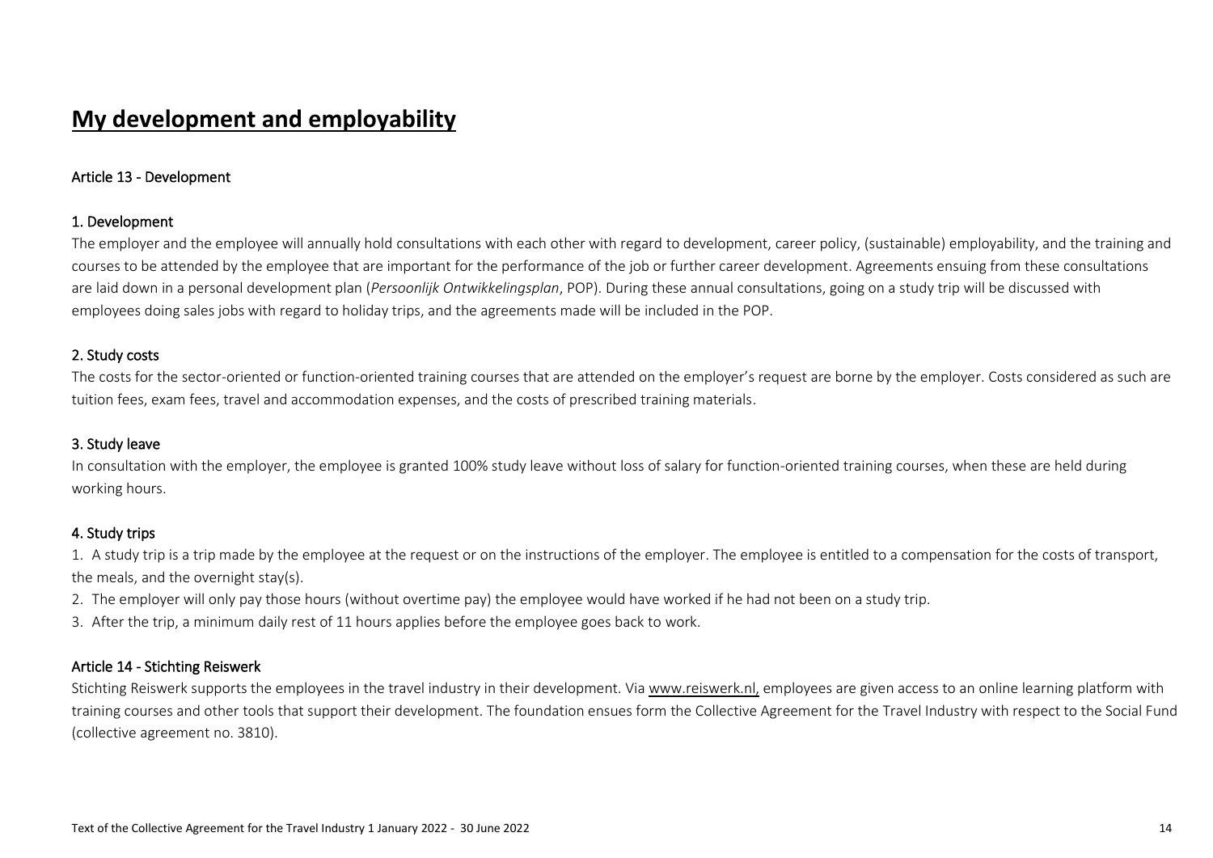# My development and employability

## Article 13 - Development

### 1. Development

The employer and the employee will annually hold consultations with each other with regard to development, career policy, (sustainable) employability, and the training and courses to be attended by the employee that are important for the performance of the job or further career development. Agreements ensuing from these consultations are laid down in a personal development plan (*Persoonlijk Ontwikkelingsplan*, POP). During these annual consultations, going on a study trip will be discussed with employees doing sales jobs with regard to holiday trips, and the agreements made will be included in the POP.

### 2. Study costs

The costs for the sector-oriented or function-oriented training courses that are attended on the employer's request are borne by the employer. Costs considered as such are tuition fees, exam fees, travel and accommodation expenses, and the costs of prescribed training materials.

### 3. Study leave

In consultation with the employer, the employee is granted 100% study leave without loss of salary for function-oriented training courses, when these are held during working hours.

### 4. Study trips

1. A study trip is a trip made by the employee at the request or on the instructions of the employer. The employee is entitled to a compensation for the costs of transport, the meals, and the overnight stay(s).
2. The employer will only pay those hours (without overtime pay) the employee would have worked if he had not been on a study trip.
3. After the trip, a minimum daily rest of 11 hours applies before the employee goes back to work.

## Article 14 - Stichting Reiswerk

Stichting Reiswerk supports the employees in the travel industry in their development. Via www.reiswerk.nl, employees are given access to an online learning platform with training courses and other tools that support their development. The foundation ensues form the Collective Agreement for the Travel Industry with respect to the Social Fund (collective agreement no. 3810).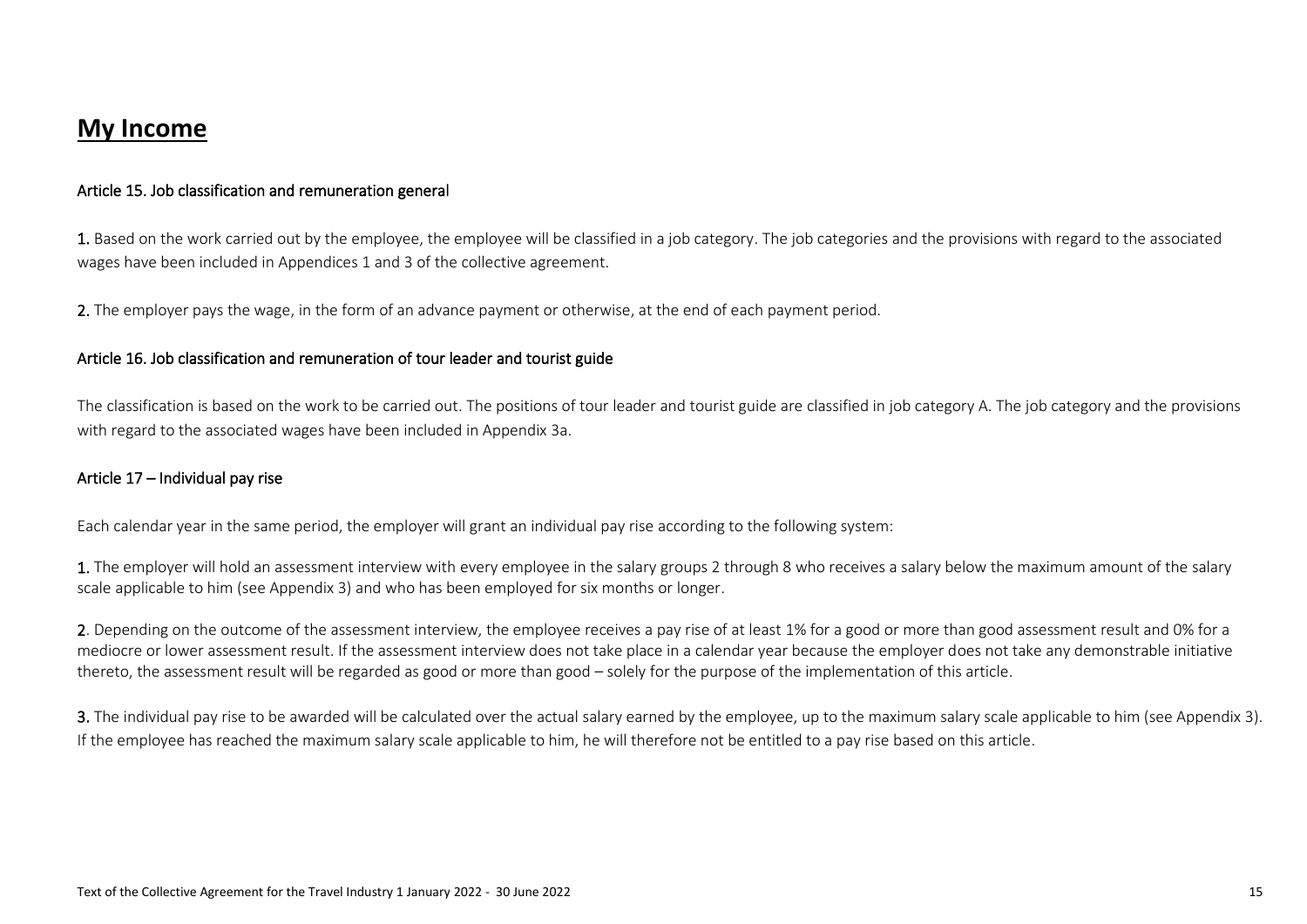# My Income

### Article 15. Job classification and remuneration general

**1.** Based on the work carried out by the employee, the employee will be classified in a job category. The job categories and the provisions with regard to the associated wages have been included in Appendices 1 and 3 of the collective agreement.

**2.** The employer pays the wage, in the form of an advance payment or otherwise, at the end of each payment period.

### Article 16. Job classification and remuneration of tour leader and tourist guide

The classification is based on the work to be carried out. The positions of tour leader and tourist guide are classified in job category A. The job category and the provisions with regard to the associated wages have been included in Appendix 3a.

### Article 17 – Individual pay rise

Each calendar year in the same period, the employer will grant an individual pay rise according to the following system:

**1.** The employer will hold an assessment interview with every employee in the salary groups 2 through 8 who receives a salary below the maximum amount of the salary scale applicable to him (see Appendix 3) and who has been employed for six months or longer.

**2**. Depending on the outcome of the assessment interview, the employee receives a pay rise of at least 1% for a good or more than good assessment result and 0% for a mediocre or lower assessment result. If the assessment interview does not take place in a calendar year because the employer does not take any demonstrable initiative thereto, the assessment result will be regarded as good or more than good – solely for the purpose of the implementation of this article.

**3.** The individual pay rise to be awarded will be calculated over the actual salary earned by the employee, up to the maximum salary scale applicable to him (see Appendix 3). If the employee has reached the maximum salary scale applicable to him, he will therefore not be entitled to a pay rise based on this article.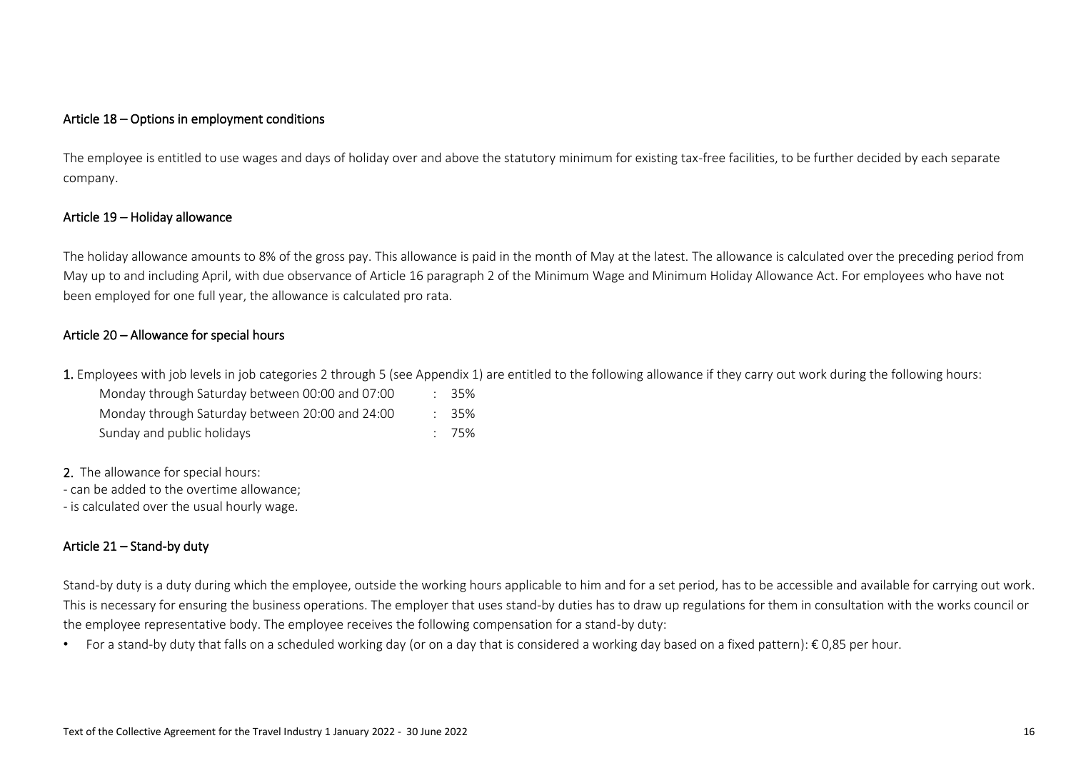### Article 18 – Options in employment conditions

The employee is entitled to use wages and days of holiday over and above the statutory minimum for existing tax-free facilities, to be further decided by each separate company.

### Article 19 – Holiday allowance

The holiday allowance amounts to 8% of the gross pay. This allowance is paid in the month of May at the latest. The allowance is calculated over the preceding period from May up to and including April, with due observance of Article 16 paragraph 2 of the Minimum Wage and Minimum Holiday Allowance Act. For employees who have not been employed for one full year, the allowance is calculated pro rata.

### Article 20 – Allowance for special hours

**1.** Employees with job levels in job categories 2 through 5 (see Appendix 1) are entitled to the following allowance if they carry out work during the following hours:

| | |
|---|---|
| Monday through Saturday between 00:00 and 07:00 | : 35% |
| Monday through Saturday between 20:00 and 24:00 | : 35% |
| Sunday and public holidays | : 75% |

**2.** The allowance for special hours:
- can be added to the overtime allowance;
- is calculated over the usual hourly wage.

### Article 21 – Stand-by duty

Stand-by duty is a duty during which the employee, outside the working hours applicable to him and for a set period, has to be accessible and available for carrying out work. This is necessary for ensuring the business operations. The employer that uses stand-by duties has to draw up regulations for them in consultation with the works council or the employee representative body. The employee receives the following compensation for a stand-by duty:

- For a stand-by duty that falls on a scheduled working day (or on a day that is considered a working day based on a fixed pattern): € 0,85 per hour.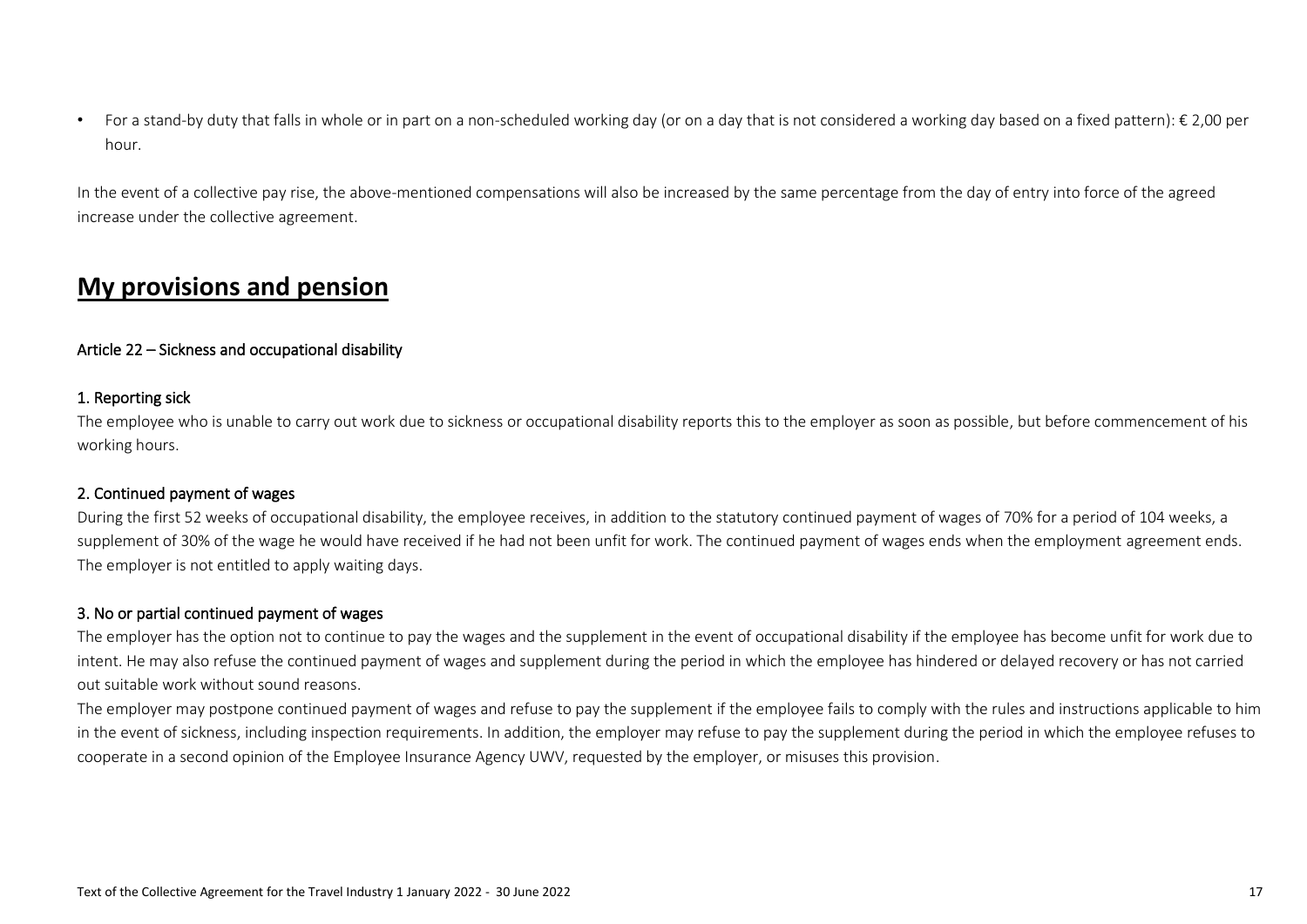- For a stand-by duty that falls in whole or in part on a non-scheduled working day (or on a day that is not considered a working day based on a fixed pattern): € 2,00 per hour.

In the event of a collective pay rise, the above-mentioned compensations will also be increased by the same percentage from the day of entry into force of the agreed increase under the collective agreement.

# My provisions and pension

## Article 22 – Sickness and occupational disability

### 1. Reporting sick

The employee who is unable to carry out work due to sickness or occupational disability reports this to the employer as soon as possible, but before commencement of his working hours.

### 2. Continued payment of wages

During the first 52 weeks of occupational disability, the employee receives, in addition to the statutory continued payment of wages of 70% for a period of 104 weeks, a supplement of 30% of the wage he would have received if he had not been unfit for work. The continued payment of wages ends when the employment agreement ends. The employer is not entitled to apply waiting days.

### 3. No or partial continued payment of wages

The employer has the option not to continue to pay the wages and the supplement in the event of occupational disability if the employee has become unfit for work due to intent. He may also refuse the continued payment of wages and supplement during the period in which the employee has hindered or delayed recovery or has not carried out suitable work without sound reasons.

The employer may postpone continued payment of wages and refuse to pay the supplement if the employee fails to comply with the rules and instructions applicable to him in the event of sickness, including inspection requirements. In addition, the employer may refuse to pay the supplement during the period in which the employee refuses to cooperate in a second opinion of the Employee Insurance Agency UWV, requested by the employer, or misuses this provision.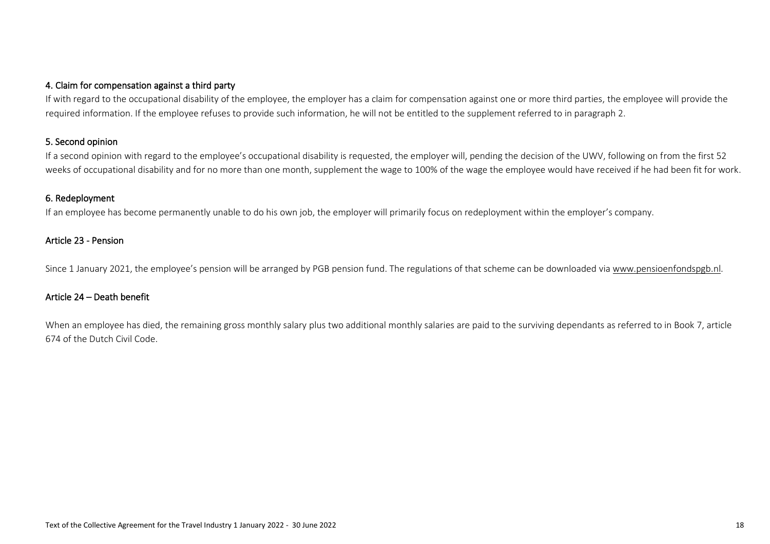#### 4. Claim for compensation against a third party

If with regard to the occupational disability of the employee, the employer has a claim for compensation against one or more third parties, the employee will provide the required information. If the employee refuses to provide such information, he will not be entitled to the supplement referred to in paragraph 2.

#### 5. Second opinion

If a second opinion with regard to the employee's occupational disability is requested, the employer will, pending the decision of the UWV, following on from the first 52 weeks of occupational disability and for no more than one month, supplement the wage to 100% of the wage the employee would have received if he had been fit for work.

#### 6. Redeployment

If an employee has become permanently unable to do his own job, the employer will primarily focus on redeployment within the employer's company.

### Article 23 - Pension

Since 1 January 2021, the employee's pension will be arranged by PGB pension fund. The regulations of that scheme can be downloaded via www.pensioenfondspgb.nl.

### Article 24 – Death benefit

When an employee has died, the remaining gross monthly salary plus two additional monthly salaries are paid to the surviving dependants as referred to in Book 7, article 674 of the Dutch Civil Code.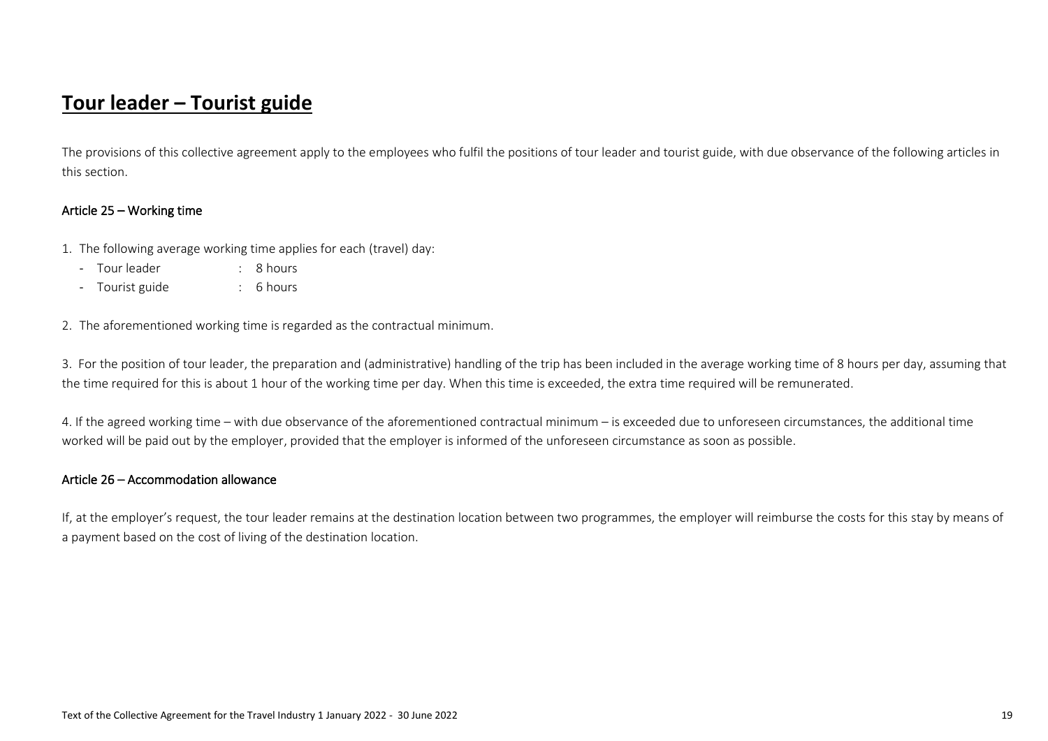# Tour leader – Tourist guide

The provisions of this collective agreement apply to the employees who fulfil the positions of tour leader and tourist guide, with due observance of the following articles in this section.

### Article 25 – Working time

1. The following average working time applies for each (travel) day:
   - Tour leader : 8 hours
   - Tourist guide : 6 hours

2. The aforementioned working time is regarded as the contractual minimum.

3. For the position of tour leader, the preparation and (administrative) handling of the trip has been included in the average working time of 8 hours per day, assuming that the time required for this is about 1 hour of the working time per day. When this time is exceeded, the extra time required will be remunerated.

4. If the agreed working time – with due observance of the aforementioned contractual minimum – is exceeded due to unforeseen circumstances, the additional time worked will be paid out by the employer, provided that the employer is informed of the unforeseen circumstance as soon as possible.

### Article 26 – Accommodation allowance

If, at the employer's request, the tour leader remains at the destination location between two programmes, the employer will reimburse the costs for this stay by means of a payment based on the cost of living of the destination location.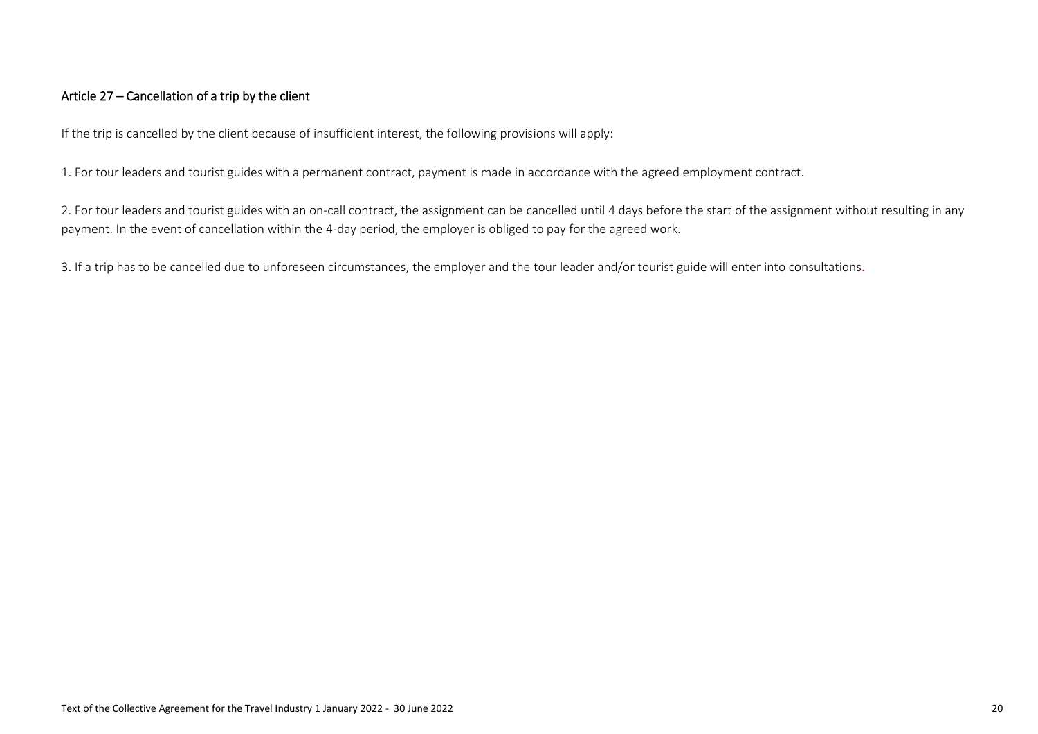### Article 27 – Cancellation of a trip by the client

If the trip is cancelled by the client because of insufficient interest, the following provisions will apply:

1. For tour leaders and tourist guides with a permanent contract, payment is made in accordance with the agreed employment contract.

2. For tour leaders and tourist guides with an on-call contract, the assignment can be cancelled until 4 days before the start of the assignment without resulting in any payment. In the event of cancellation within the 4-day period, the employer is obliged to pay for the agreed work.

3. If a trip has to be cancelled due to unforeseen circumstances, the employer and the tour leader and/or tourist guide will enter into consultations.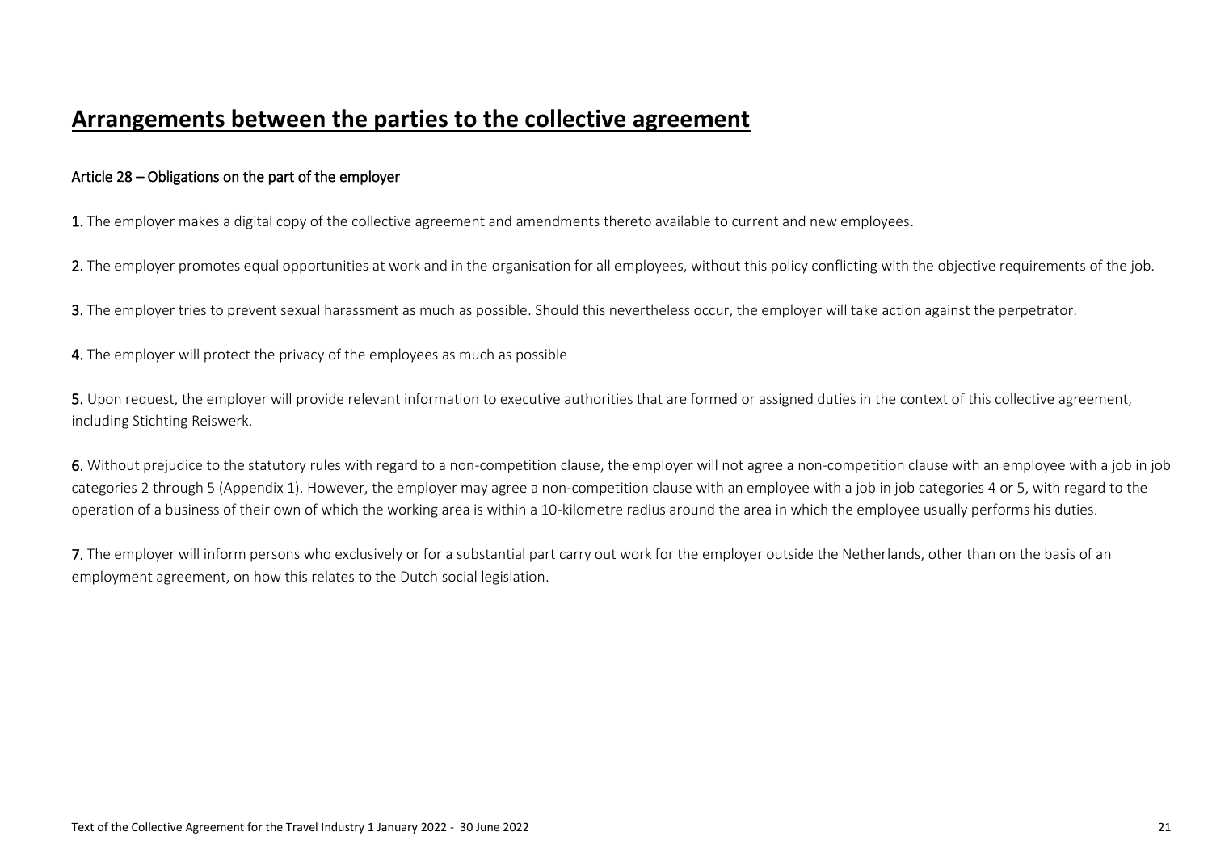# Arrangements between the parties to the collective agreement

### Article 28 – Obligations on the part of the employer

**1.** The employer makes a digital copy of the collective agreement and amendments thereto available to current and new employees.

**2.** The employer promotes equal opportunities at work and in the organisation for all employees, without this policy conflicting with the objective requirements of the job.

**3.** The employer tries to prevent sexual harassment as much as possible. Should this nevertheless occur, the employer will take action against the perpetrator.

**4.** The employer will protect the privacy of the employees as much as possible

**5.** Upon request, the employer will provide relevant information to executive authorities that are formed or assigned duties in the context of this collective agreement, including Stichting Reiswerk.

**6.** Without prejudice to the statutory rules with regard to a non-competition clause, the employer will not agree a non-competition clause with an employee with a job in job categories 2 through 5 (Appendix 1). However, the employer may agree a non-competition clause with an employee with a job in job categories 4 or 5, with regard to the operation of a business of their own of which the working area is within a 10-kilometre radius around the area in which the employee usually performs his duties.

**7.** The employer will inform persons who exclusively or for a substantial part carry out work for the employer outside the Netherlands, other than on the basis of an employment agreement, on how this relates to the Dutch social legislation.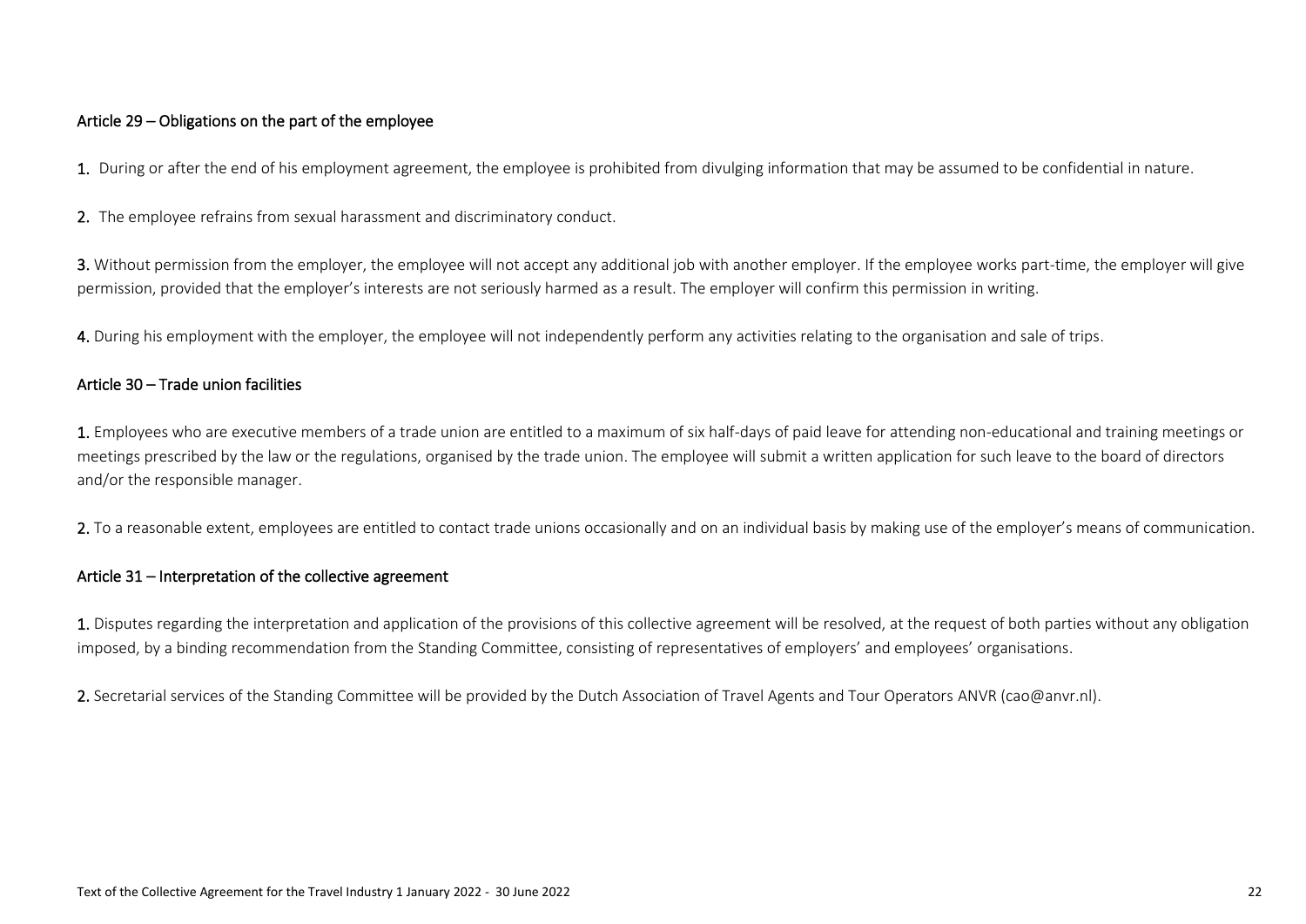### Article 29 – Obligations on the part of the employee

**1.** During or after the end of his employment agreement, the employee is prohibited from divulging information that may be assumed to be confidential in nature.

**2.** The employee refrains from sexual harassment and discriminatory conduct.

**3.** Without permission from the employer, the employee will not accept any additional job with another employer. If the employee works part-time, the employer will give permission, provided that the employer's interests are not seriously harmed as a result. The employer will confirm this permission in writing.

**4.** During his employment with the employer, the employee will not independently perform any activities relating to the organisation and sale of trips.

### Article 30 – Trade union facilities

**1.** Employees who are executive members of a trade union are entitled to a maximum of six half-days of paid leave for attending non-educational and training meetings or meetings prescribed by the law or the regulations, organised by the trade union. The employee will submit a written application for such leave to the board of directors and/or the responsible manager.

**2.** To a reasonable extent, employees are entitled to contact trade unions occasionally and on an individual basis by making use of the employer's means of communication.

### Article 31 – Interpretation of the collective agreement

**1.** Disputes regarding the interpretation and application of the provisions of this collective agreement will be resolved, at the request of both parties without any obligation imposed, by a binding recommendation from the Standing Committee, consisting of representatives of employers' and employees' organisations.

**2.** Secretarial services of the Standing Committee will be provided by the Dutch Association of Travel Agents and Tour Operators ANVR (cao@anvr.nl).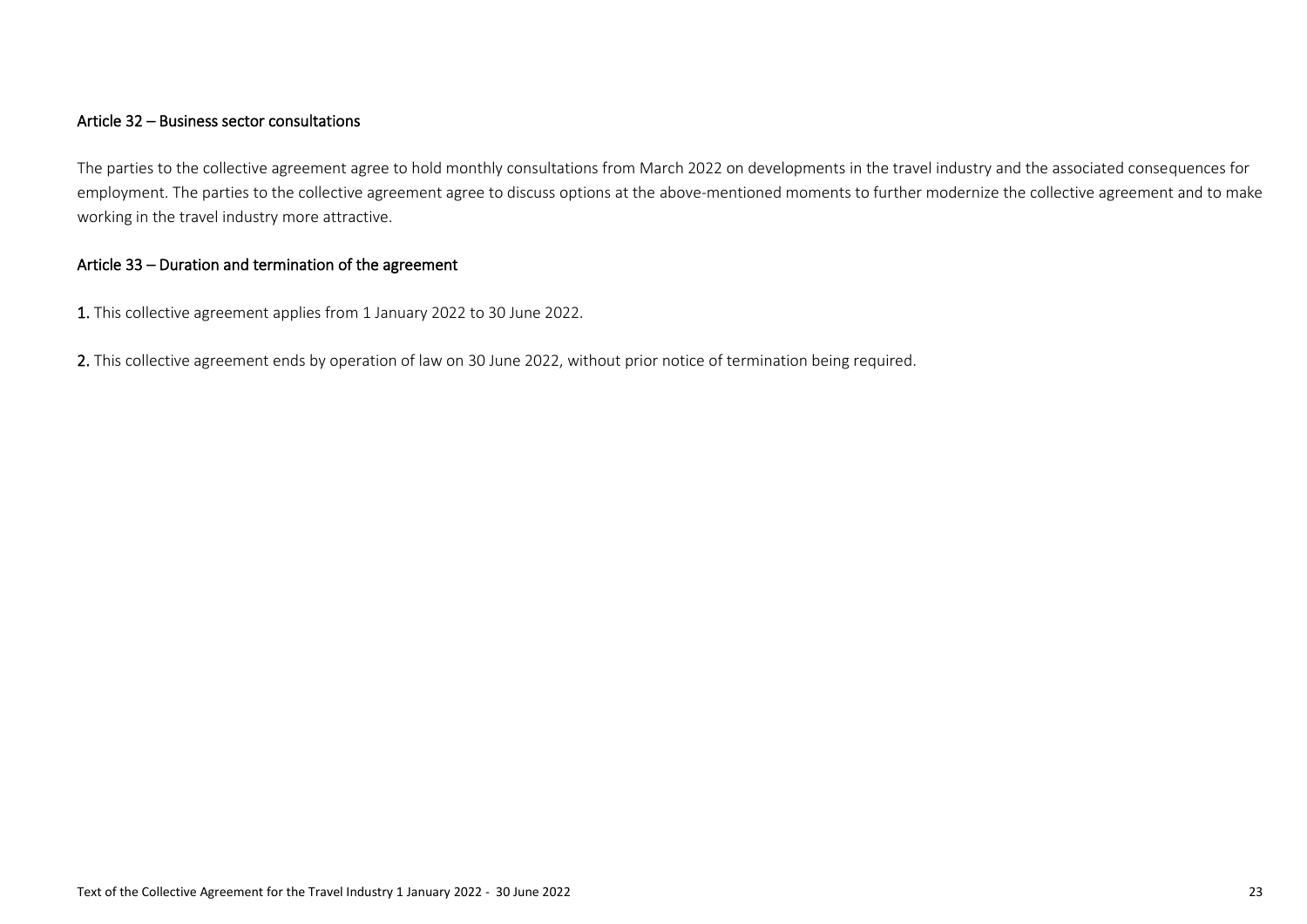### Article 32 – Business sector consultations

The parties to the collective agreement agree to hold monthly consultations from March 2022 on developments in the travel industry and the associated consequences for employment. The parties to the collective agreement agree to discuss options at the above-mentioned moments to further modernize the collective agreement and to make working in the travel industry more attractive.

### Article 33 – Duration and termination of the agreement

**1.** This collective agreement applies from 1 January 2022 to 30 June 2022.

**2.** This collective agreement ends by operation of law on 30 June 2022, without prior notice of termination being required.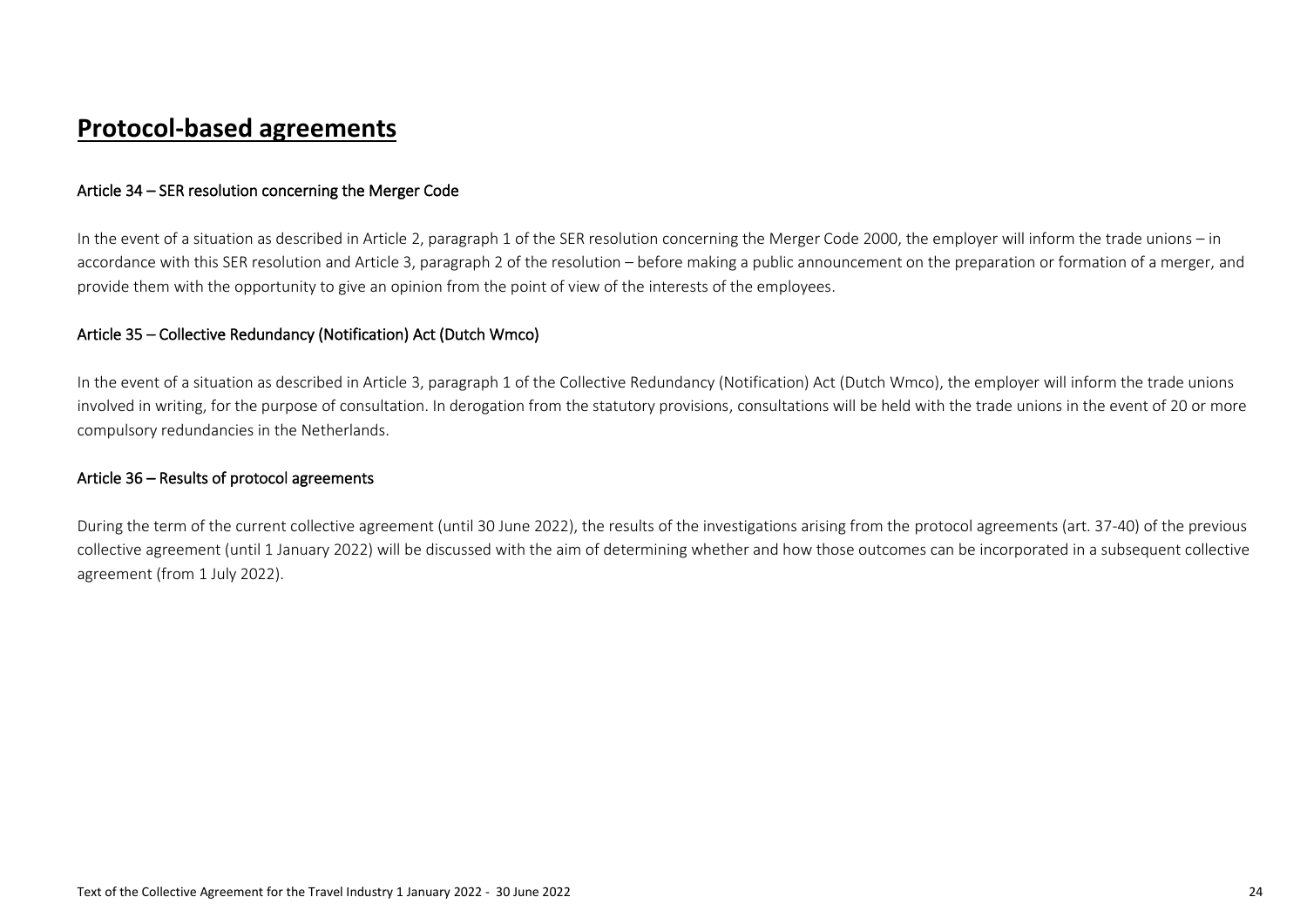# Protocol-based agreements

### Article 34 – SER resolution concerning the Merger Code

In the event of a situation as described in Article 2, paragraph 1 of the SER resolution concerning the Merger Code 2000, the employer will inform the trade unions – in accordance with this SER resolution and Article 3, paragraph 2 of the resolution – before making a public announcement on the preparation or formation of a merger, and provide them with the opportunity to give an opinion from the point of view of the interests of the employees.

### Article 35 – Collective Redundancy (Notification) Act (Dutch Wmco)

In the event of a situation as described in Article 3, paragraph 1 of the Collective Redundancy (Notification) Act (Dutch Wmco), the employer will inform the trade unions involved in writing, for the purpose of consultation. In derogation from the statutory provisions, consultations will be held with the trade unions in the event of 20 or more compulsory redundancies in the Netherlands.

### Article 36 – Results of protocol agreements

During the term of the current collective agreement (until 30 June 2022), the results of the investigations arising from the protocol agreements (art. 37-40) of the previous collective agreement (until 1 January 2022) will be discussed with the aim of determining whether and how those outcomes can be incorporated in a subsequent collective agreement (from 1 July 2022).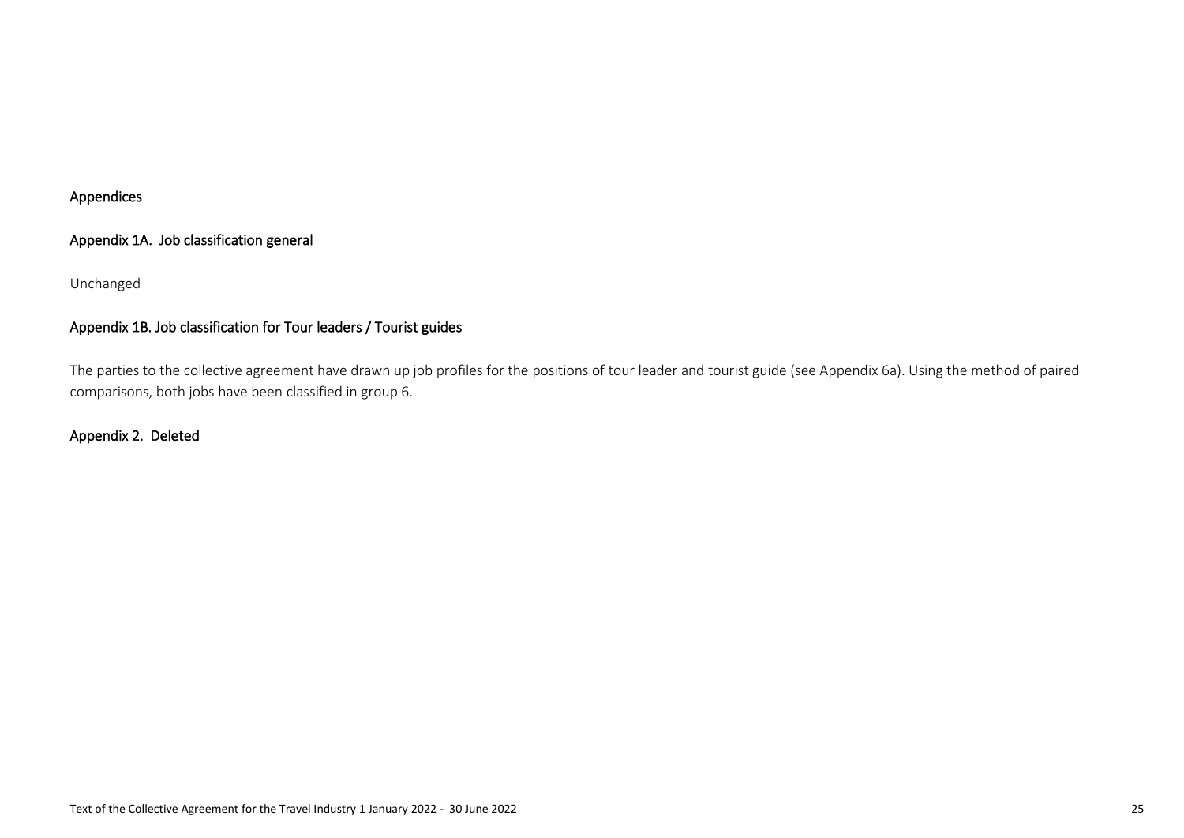# Appendices

## Appendix 1A. Job classification general

Unchanged

## Appendix 1B. Job classification for Tour leaders / Tourist guides

The parties to the collective agreement have drawn up job profiles for the positions of tour leader and tourist guide (see Appendix 6a). Using the method of paired comparisons, both jobs have been classified in group 6.

## Appendix 2. Deleted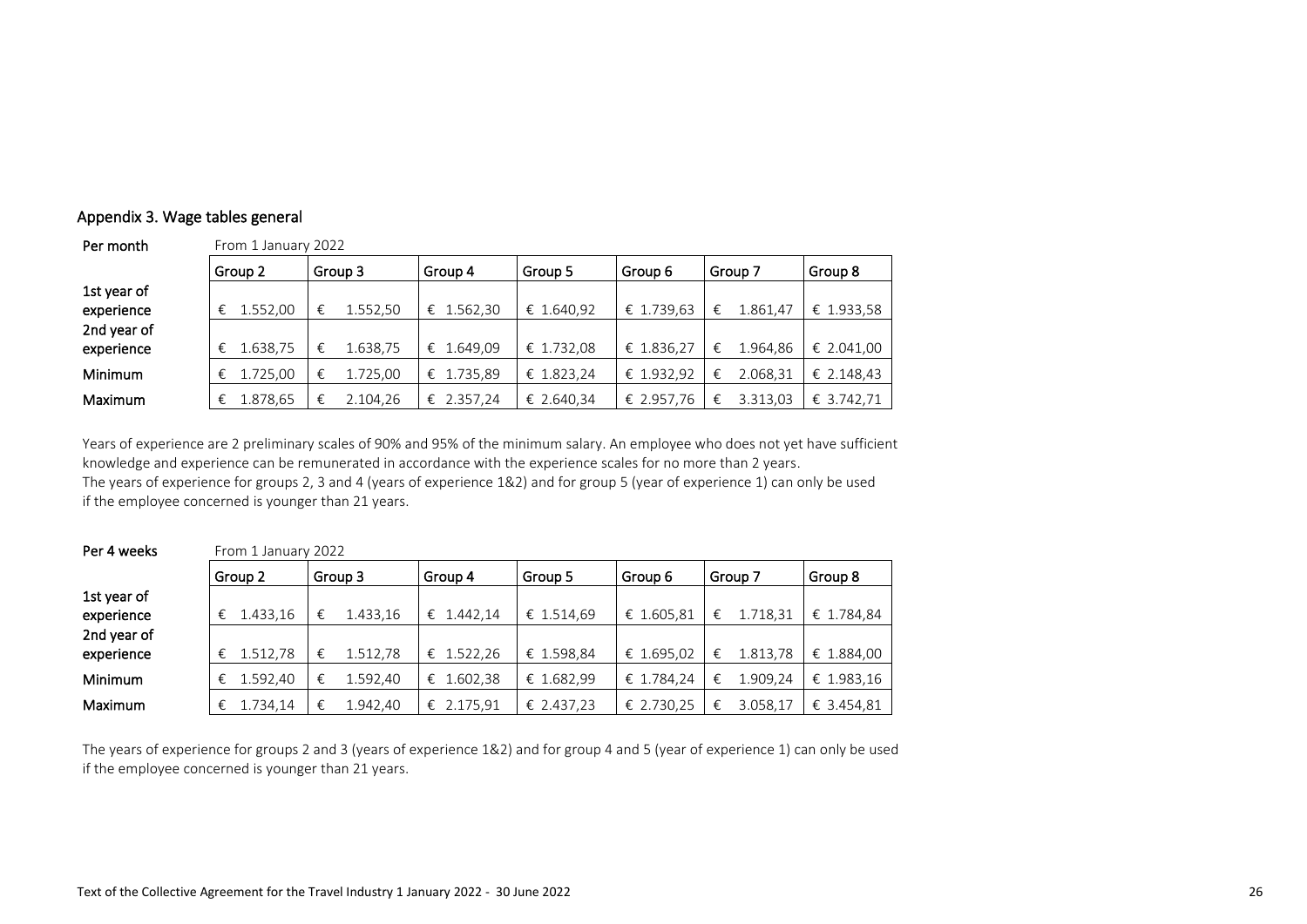## Appendix 3. Wage tables general

**Per month** — From 1 January 2022

| | Group 2 | Group 3 | Group 4 | Group 5 | Group 6 | Group 7 | Group 8 |
|---|---|---|---|---|---|---|---|
| 1st year of experience | € 1.552,00 | € 1.552,50 | € 1.562,30 | € 1.640,92 | € 1.739,63 | € 1.861,47 | € 1.933,58 |
| 2nd year of experience | € 1.638,75 | € 1.638,75 | € 1.649,09 | € 1.732,08 | € 1.836,27 | € 1.964,86 | € 2.041,00 |
| Minimum | € 1.725,00 | € 1.725,00 | € 1.735,89 | € 1.823,24 | € 1.932,92 | € 2.068,31 | € 2.148,43 |
| Maximum | € 1.878,65 | € 2.104,26 | € 2.357,24 | € 2.640,34 | € 2.957,76 | € 3.313,03 | € 3.742,71 |

Years of experience are 2 preliminary scales of 90% and 95% of the minimum salary. An employee who does not yet have sufficient knowledge and experience can be remunerated in accordance with the experience scales for no more than 2 years.
The years of experience for groups 2, 3 and 4 (years of experience 1&2) and for group 5 (year of experience 1) can only be used if the employee concerned is younger than 21 years.

**Per 4 weeks** — From 1 January 2022

| | Group 2 | Group 3 | Group 4 | Group 5 | Group 6 | Group 7 | Group 8 |
|---|---|---|---|---|---|---|---|
| 1st year of experience | € 1.433,16 | € 1.433,16 | € 1.442,14 | € 1.514,69 | € 1.605,81 | € 1.718,31 | € 1.784,84 |
| 2nd year of experience | € 1.512,78 | € 1.512,78 | € 1.522,26 | € 1.598,84 | € 1.695,02 | € 1.813,78 | € 1.884,00 |
| Minimum | € 1.592,40 | € 1.592,40 | € 1.602,38 | € 1.682,99 | € 1.784,24 | € 1.909,24 | € 1.983,16 |
| Maximum | € 1.734,14 | € 1.942,40 | € 2.175,91 | € 2.437,23 | € 2.730,25 | € 3.058,17 | € 3.454,81 |

The years of experience for groups 2 and 3 (years of experience 1&2) and for group 4 and 5 (year of experience 1) can only be used if the employee concerned is younger than 21 years.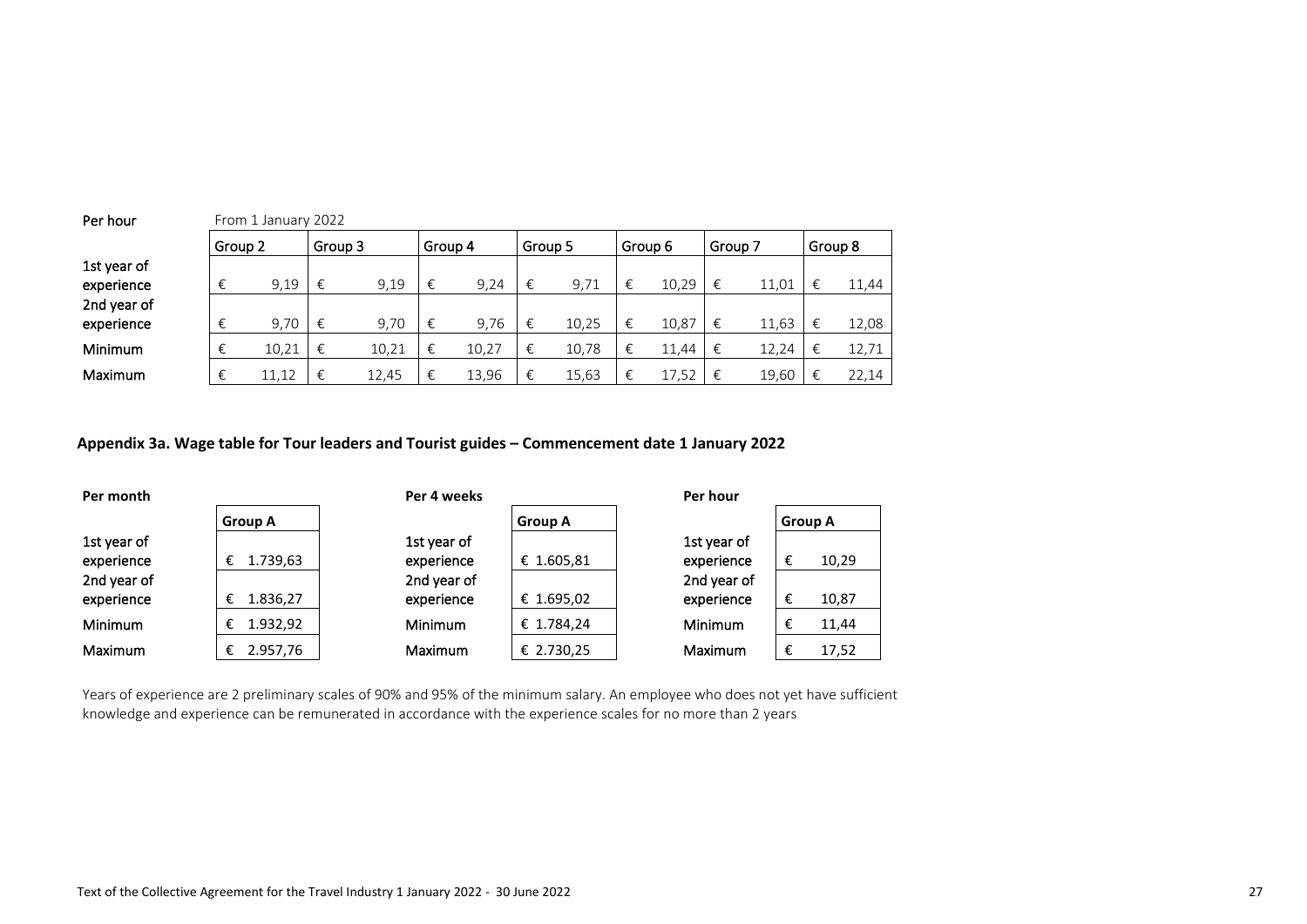Per hour

From 1 January 2022

| | Group 2 | Group 3 | Group 4 | Group 5 | Group 6 | Group 7 | Group 8 |
|---|---|---|---|---|---|---|---|
| 1st year of experience | € 9,19 | € 9,19 | € 9,24 | € 9,71 | € 10,29 | € 11,01 | € 11,44 |
| 2nd year of experience | € 9,70 | € 9,70 | € 9,76 | € 10,25 | € 10,87 | € 11,63 | € 12,08 |
| Minimum | € 10,21 | € 10,21 | € 10,27 | € 10,78 | € 11,44 | € 12,24 | € 12,71 |
| Maximum | € 11,12 | € 12,45 | € 13,96 | € 15,63 | € 17,52 | € 19,60 | € 22,14 |

**Appendix 3a. Wage table for Tour leaders and Tourist guides – Commencement date 1 January 2022**

**Per month**

| | Group A |
|---|---|
| 1st year of experience | € 1.739,63 |
| 2nd year of experience | € 1.836,27 |
| Minimum | € 1.932,92 |
| Maximum | € 2.957,76 |

**Per 4 weeks**

| | Group A |
|---|---|
| 1st year of experience | € 1.605,81 |
| 2nd year of experience | € 1.695,02 |
| Minimum | € 1.784,24 |
| Maximum | € 2.730,25 |

**Per hour**

| | Group A |
|---|---|
| 1st year of experience | € 10,29 |
| 2nd year of experience | € 10,87 |
| Minimum | € 11,44 |
| Maximum | € 17,52 |

Years of experience are 2 preliminary scales of 90% and 95% of the minimum salary. An employee who does not yet have sufficient knowledge and experience can be remunerated in accordance with the experience scales for no more than 2 years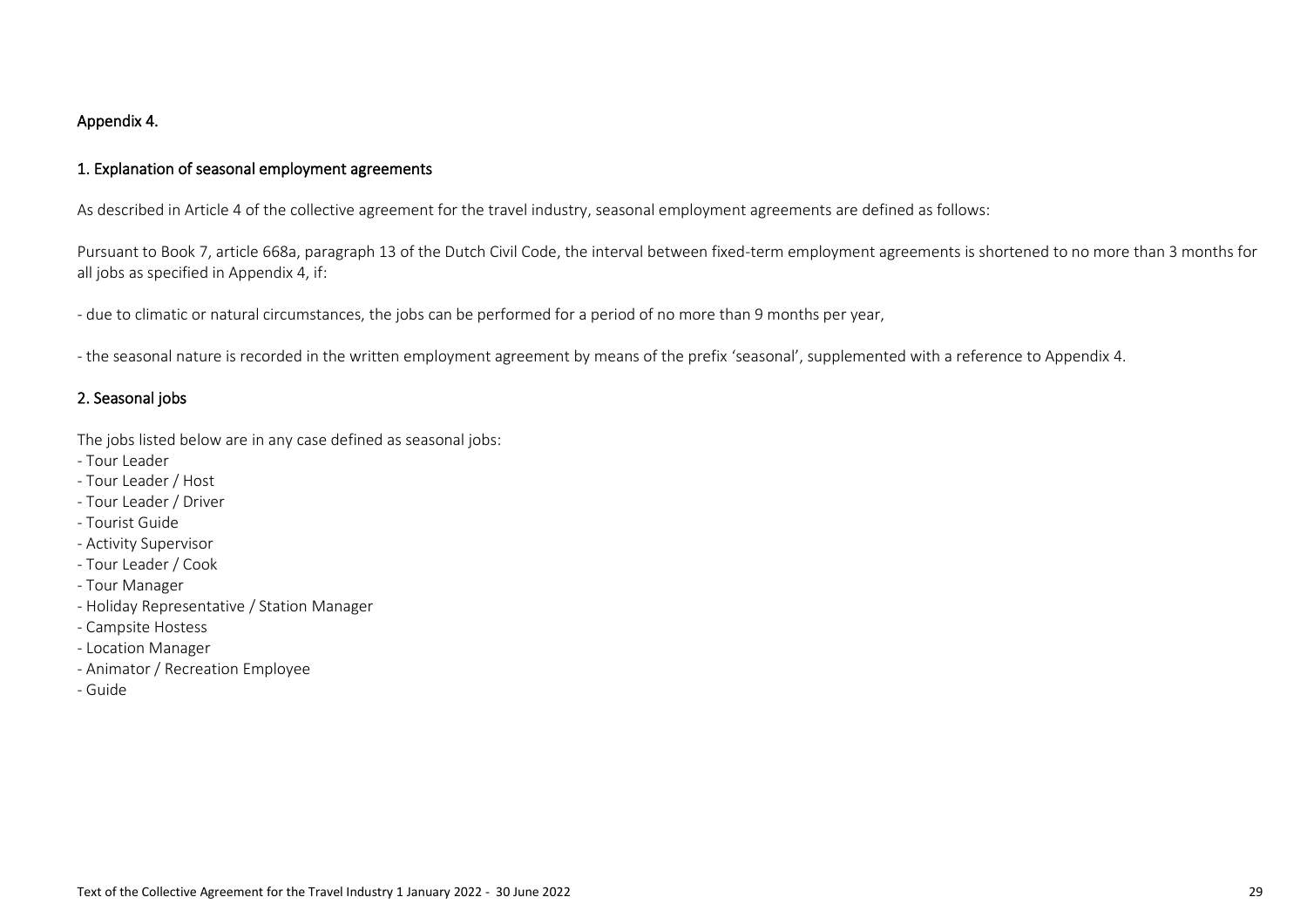## Appendix 4.

### 1. Explanation of seasonal employment agreements

As described in Article 4 of the collective agreement for the travel industry, seasonal employment agreements are defined as follows:

Pursuant to Book 7, article 668a, paragraph 13 of the Dutch Civil Code, the interval between fixed-term employment agreements is shortened to no more than 3 months for all jobs as specified in Appendix 4, if:

- due to climatic or natural circumstances, the jobs can be performed for a period of no more than 9 months per year,

- the seasonal nature is recorded in the written employment agreement by means of the prefix 'seasonal', supplemented with a reference to Appendix 4.

### 2. Seasonal jobs

The jobs listed below are in any case defined as seasonal jobs:

- Tour Leader
- Tour Leader / Host
- Tour Leader / Driver
- Tourist Guide
- Activity Supervisor
- Tour Leader / Cook
- Tour Manager
- Holiday Representative / Station Manager
- Campsite Hostess
- Location Manager
- Animator / Recreation Employee
- Guide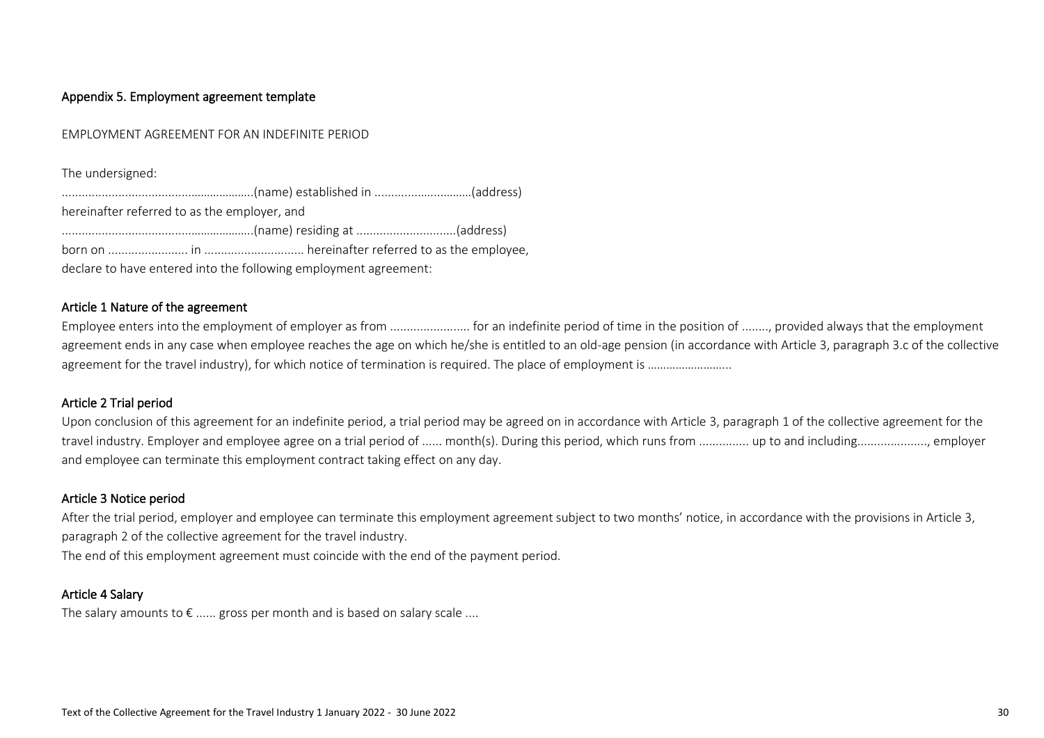## Appendix 5. Employment agreement template

EMPLOYMENT AGREEMENT FOR AN INDEFINITE PERIOD

The undersigned:

..........................................................(name) established in ..............................(address)

hereinafter referred to as the employer, and

..........................................................(name) residing at .............................(address)

born on ........................ in .............................. hereinafter referred to as the employee,

declare to have entered into the following employment agreement:

### Article 1 Nature of the agreement

Employee enters into the employment of employer as from ........................ for an indefinite period of time in the position of ........, provided always that the employment agreement ends in any case when employee reaches the age on which he/she is entitled to an old-age pension (in accordance with Article 3, paragraph 3.c of the collective agreement for the travel industry), for which notice of termination is required. The place of employment is ..........................

### Article 2 Trial period

Upon conclusion of this agreement for an indefinite period, a trial period may be agreed on in accordance with Article 3, paragraph 1 of the collective agreement for the travel industry. Employer and employee agree on a trial period of ...... month(s). During this period, which runs from ............... up to and including....................., employer and employee can terminate this employment contract taking effect on any day.

### Article 3 Notice period

After the trial period, employer and employee can terminate this employment agreement subject to two months' notice, in accordance with the provisions in Article 3, paragraph 2 of the collective agreement for the travel industry.

The end of this employment agreement must coincide with the end of the payment period.

### Article 4 Salary

The salary amounts to € ...... gross per month and is based on salary scale ....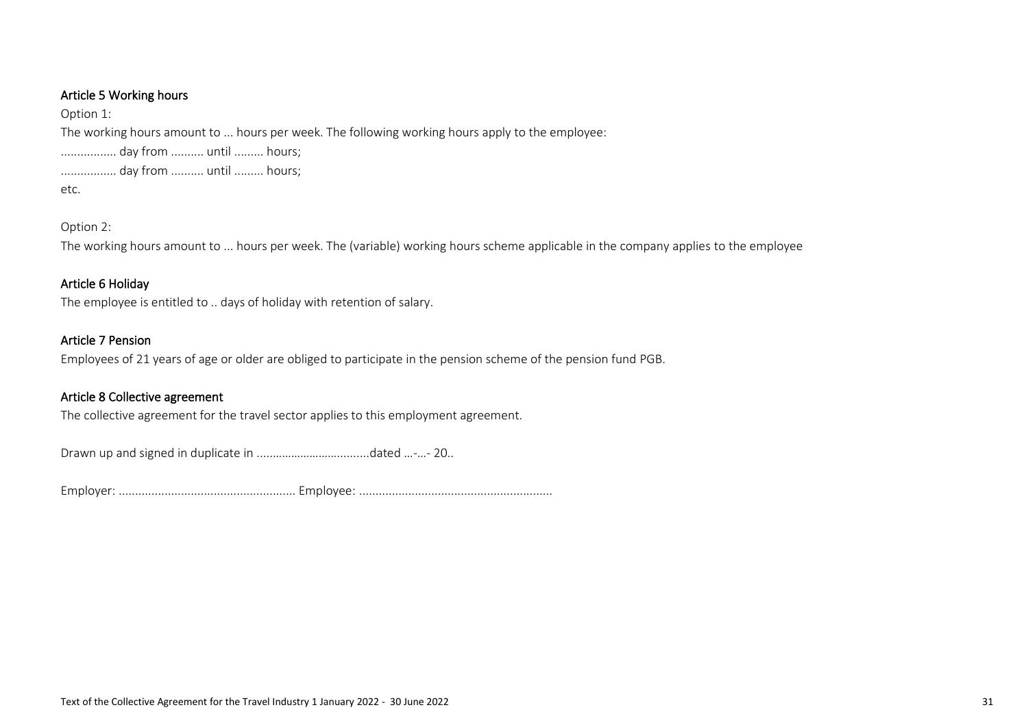### Article 5 Working hours

Option 1:

The working hours amount to ... hours per week. The following working hours apply to the employee:

................ day from .......... until ......... hours;

................ day from .......... until ......... hours;

etc.

Option 2:

The working hours amount to ... hours per week. The (variable) working hours scheme applicable in the company applies to the employee

### Article 6 Holiday

The employee is entitled to .. days of holiday with retention of salary.

### Article 7 Pension

Employees of 21 years of age or older are obliged to participate in the pension scheme of the pension fund PGB.

### Article 8 Collective agreement

The collective agreement for the travel sector applies to this employment agreement.

Drawn up and signed in duplicate in ...................................dated …-…- 20..

Employer: ...................................................... Employee: ..........................................................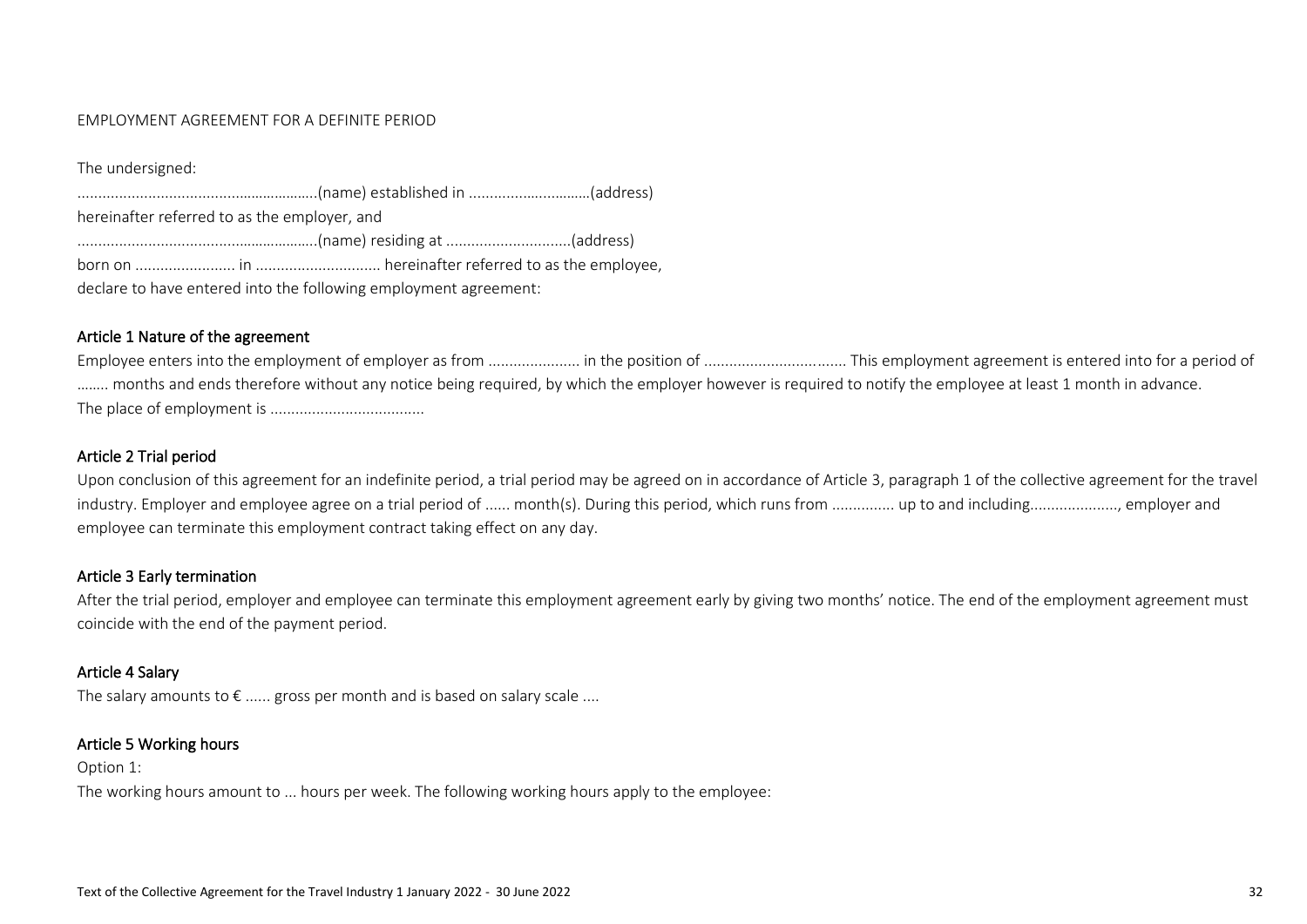EMPLOYMENT AGREEMENT FOR A DEFINITE PERIOD

The undersigned:

...........................................................(name) established in ..............................(address)

hereinafter referred to as the employer, and

...........................................................(name) residing at ..............................(address)

born on ........................ in .............................. hereinafter referred to as the employee,

declare to have entered into the following employment agreement:

## Article 1 Nature of the agreement

Employee enters into the employment of employer as from ...................... in the position of .................................. This employment agreement is entered into for a period of ........ months and ends therefore without any notice being required, by which the employer however is required to notify the employee at least 1 month in advance.

The place of employment is .....................................

## Article 2 Trial period

Upon conclusion of this agreement for an indefinite period, a trial period may be agreed on in accordance of Article 3, paragraph 1 of the collective agreement for the travel industry. Employer and employee agree on a trial period of ...... month(s). During this period, which runs from ............... up to and including....................., employer and employee can terminate this employment contract taking effect on any day.

## Article 3 Early termination

After the trial period, employer and employee can terminate this employment agreement early by giving two months' notice. The end of the employment agreement must coincide with the end of the payment period.

## Article 4 Salary

The salary amounts to € ...... gross per month and is based on salary scale ....

## Article 5 Working hours

Option 1:

The working hours amount to ... hours per week. The following working hours apply to the employee: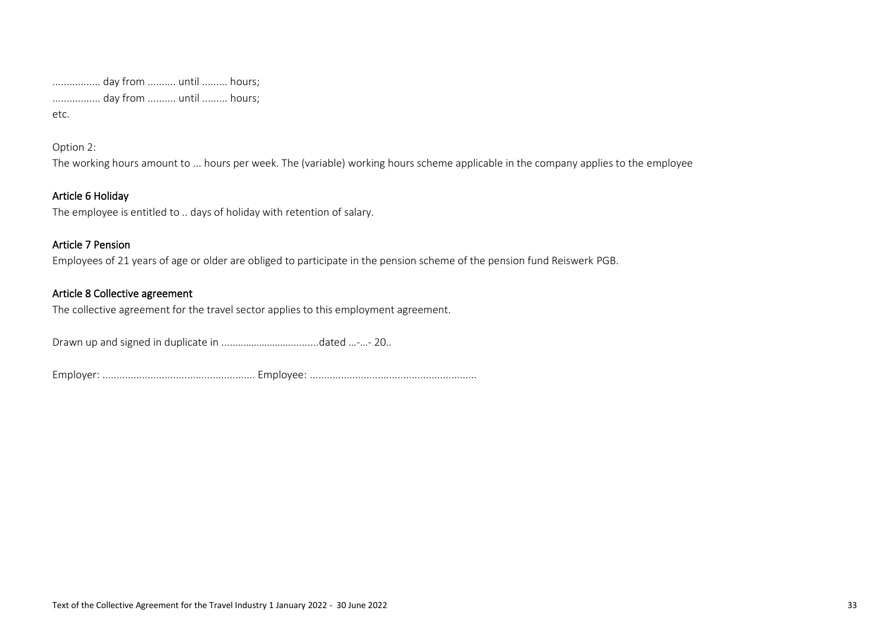................ day from .......... until ......... hours;
................ day from .......... until ......... hours;
etc.

Option 2:
The working hours amount to ... hours per week. The (variable) working hours scheme applicable in the company applies to the employee

### Article 6 Holiday

The employee is entitled to .. days of holiday with retention of salary.

### Article 7 Pension

Employees of 21 years of age or older are obliged to participate in the pension scheme of the pension fund Reiswerk PGB.

### Article 8 Collective agreement

The collective agreement for the travel sector applies to this employment agreement.

Drawn up and signed in duplicate in ...................................dated …-…- 20..

Employer: ...................................................... Employee: ...........................................................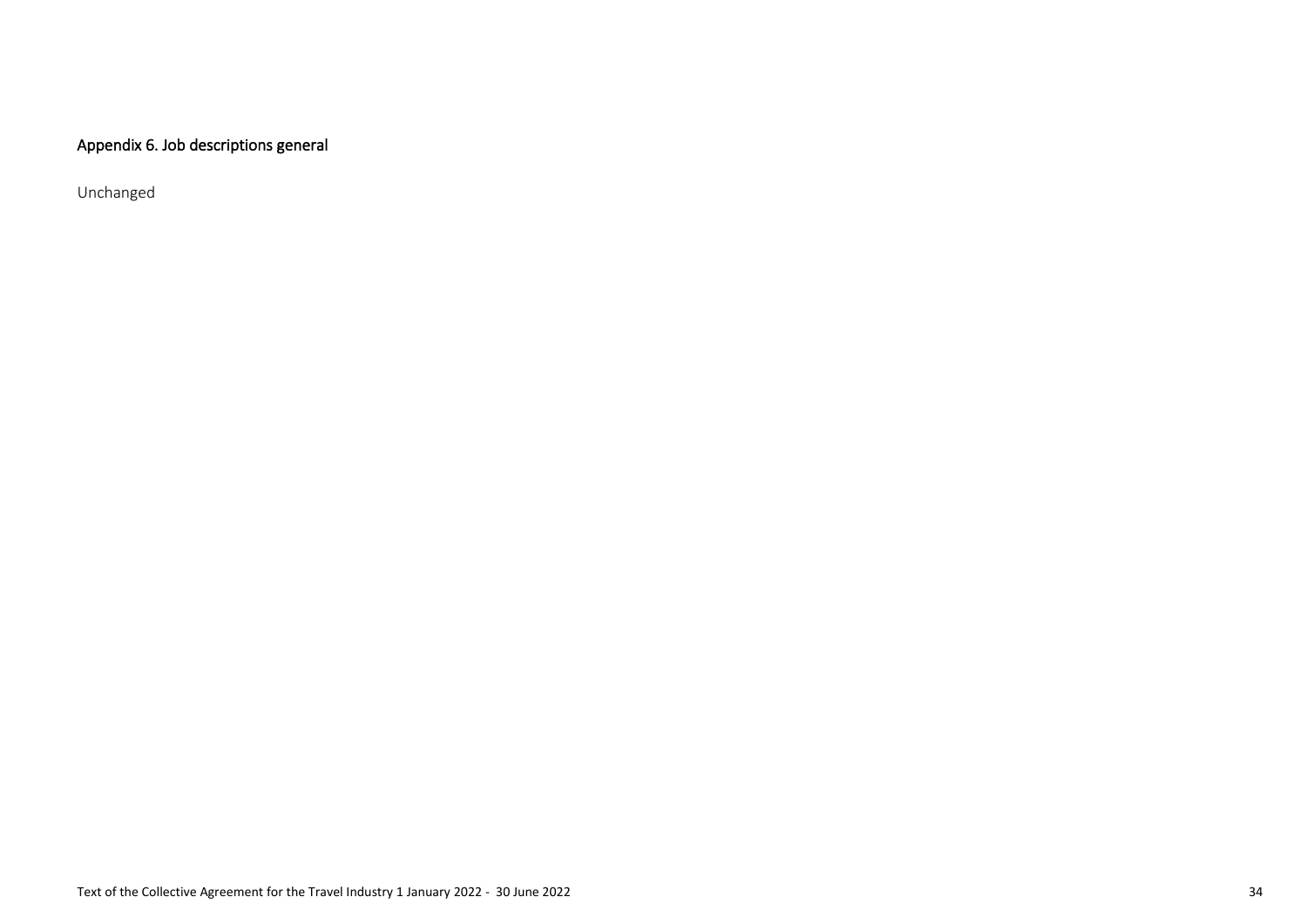## Appendix 6. Job descriptions general

Unchanged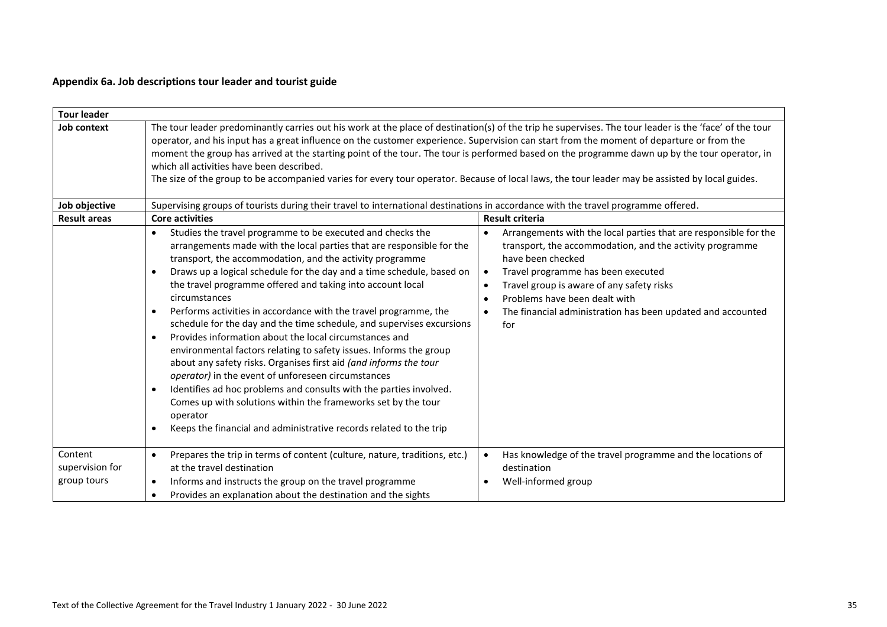### Appendix 6a. Job descriptions tour leader and tourist guide

| **Tour leader** | | |
|---|---|---|
| **Job context** | The tour leader predominantly carries out his work at the place of destination(s) of the trip he supervises. The tour leader is the 'face' of the tour operator, and his input has a great influence on the customer experience. Supervision can start from the moment of departure or from the moment the group has arrived at the starting point of the tour. The tour is performed based on the programme dawn up by the tour operator, in which all activities have been described.<br>The size of the group to be accompanied varies for every tour operator. Because of local laws, the tour leader may be assisted by local guides. | |
| **Job objective** | Supervising groups of tourists during their travel to international destinations in accordance with the travel programme offered. | |
| **Result areas** | **Core activities** | **Result criteria** |
| | • Studies the travel programme to be executed and checks the arrangements made with the local parties that are responsible for the transport, the accommodation, and the activity programme<br>• Draws up a logical schedule for the day and a time schedule, based on the travel programme offered and taking into account local circumstances<br>• Performs activities in accordance with the travel programme, the schedule for the day and the time schedule, and supervises excursions<br>• Provides information about the local circumstances and environmental factors relating to safety issues. Informs the group about any safety risks. Organises first aid *(and informs the tour operator)* in the event of unforeseen circumstances<br>• Identifies ad hoc problems and consults with the parties involved. Comes up with solutions within the frameworks set by the tour operator<br>• Keeps the financial and administrative records related to the trip | • Arrangements with the local parties that are responsible for the transport, the accommodation, and the activity programme have been checked<br>• Travel programme has been executed<br>• Travel group is aware of any safety risks<br>• Problems have been dealt with<br>• The financial administration has been updated and accounted for |
| Content supervision for group tours | • Prepares the trip in terms of content (culture, nature, traditions, etc.) at the travel destination<br>• Informs and instructs the group on the travel programme<br>• Provides an explanation about the destination and the sights | • Has knowledge of the travel programme and the locations of destination<br>• Well-informed group |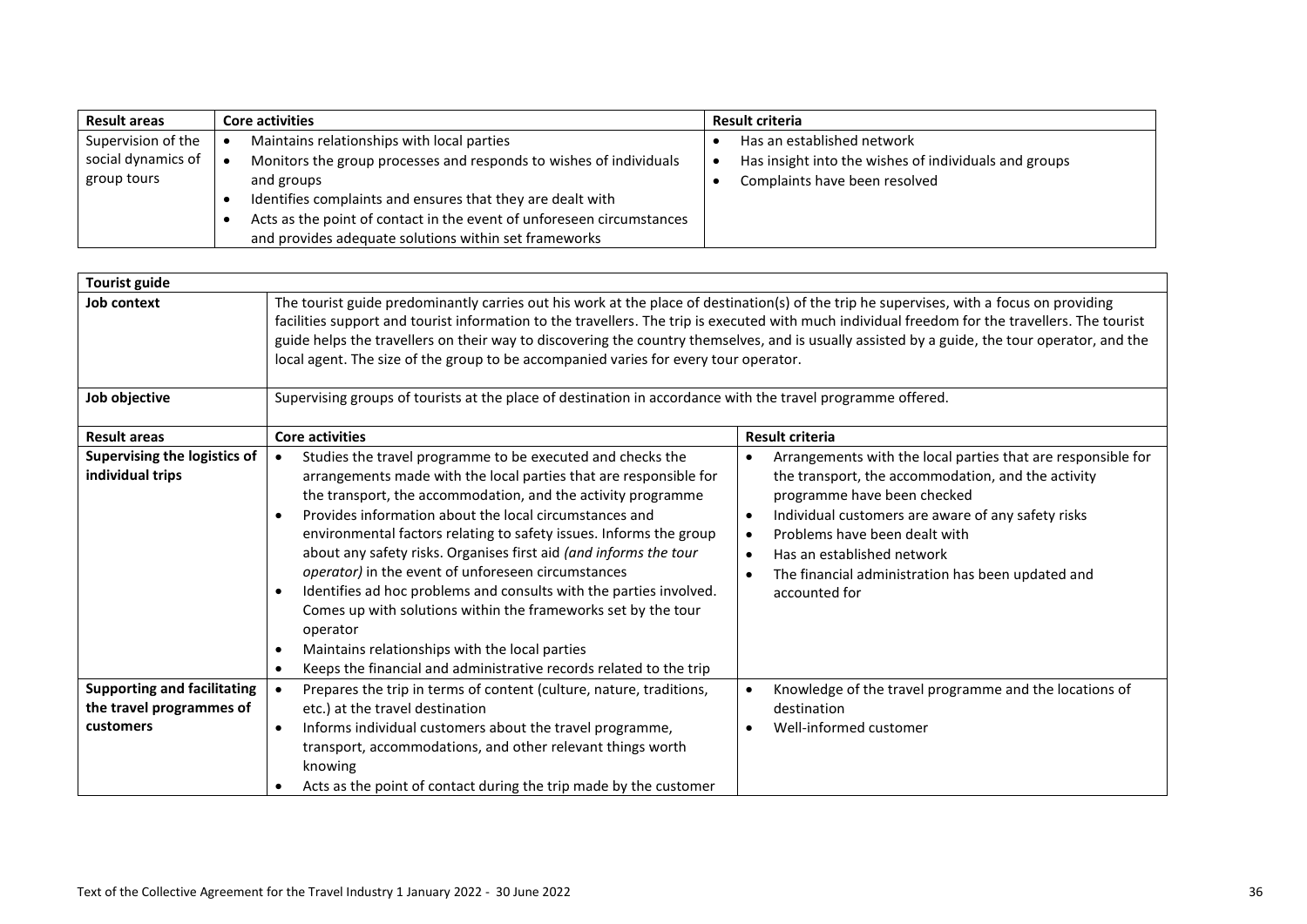| Result areas | Core activities | Result criteria |
|---|---|---|
| Supervision of the social dynamics of group tours | • Maintains relationships with local parties<br>• Monitors the group processes and responds to wishes of individuals and groups<br>• Identifies complaints and ensures that they are dealt with<br>• Acts as the point of contact in the event of unforeseen circumstances and provides adequate solutions within set frameworks | • Has an established network<br>• Has insight into the wishes of individuals and groups<br>• Complaints have been resolved |

| **Tourist guide** | | |
|---|---|---|
| **Job context** | The tourist guide predominantly carries out his work at the place of destination(s) of the trip he supervises, with a focus on providing facilities support and tourist information to the travellers. The trip is executed with much individual freedom for the travellers. The tourist guide helps the travellers on their way to discovering the country themselves, and is usually assisted by a guide, the tour operator, and the local agent. The size of the group to be accompanied varies for every tour operator. | |
| **Job objective** | Supervising groups of tourists at the place of destination in accordance with the travel programme offered. | |
| **Result areas** | **Core activities** | **Result criteria** |
| **Supervising the logistics of individual trips** | • Studies the travel programme to be executed and checks the arrangements made with the local parties that are responsible for the transport, the accommodation, and the activity programme<br>• Provides information about the local circumstances and environmental factors relating to safety issues. Informs the group about any safety risks. Organises first aid *(and informs the tour operator)* in the event of unforeseen circumstances<br>• Identifies ad hoc problems and consults with the parties involved. Comes up with solutions within the frameworks set by the tour operator<br>• Maintains relationships with the local parties<br>• Keeps the financial and administrative records related to the trip | • Arrangements with the local parties that are responsible for the transport, the accommodation, and the activity programme have been checked<br>• Individual customers are aware of any safety risks<br>• Problems have been dealt with<br>• Has an established network<br>• The financial administration has been updated and accounted for |
| **Supporting and facilitating the travel programmes of customers** | • Prepares the trip in terms of content (culture, nature, traditions, etc.) at the travel destination<br>• Informs individual customers about the travel programme, transport, accommodations, and other relevant things worth knowing<br>• Acts as the point of contact during the trip made by the customer | • Knowledge of the travel programme and the locations of destination<br>• Well-informed customer |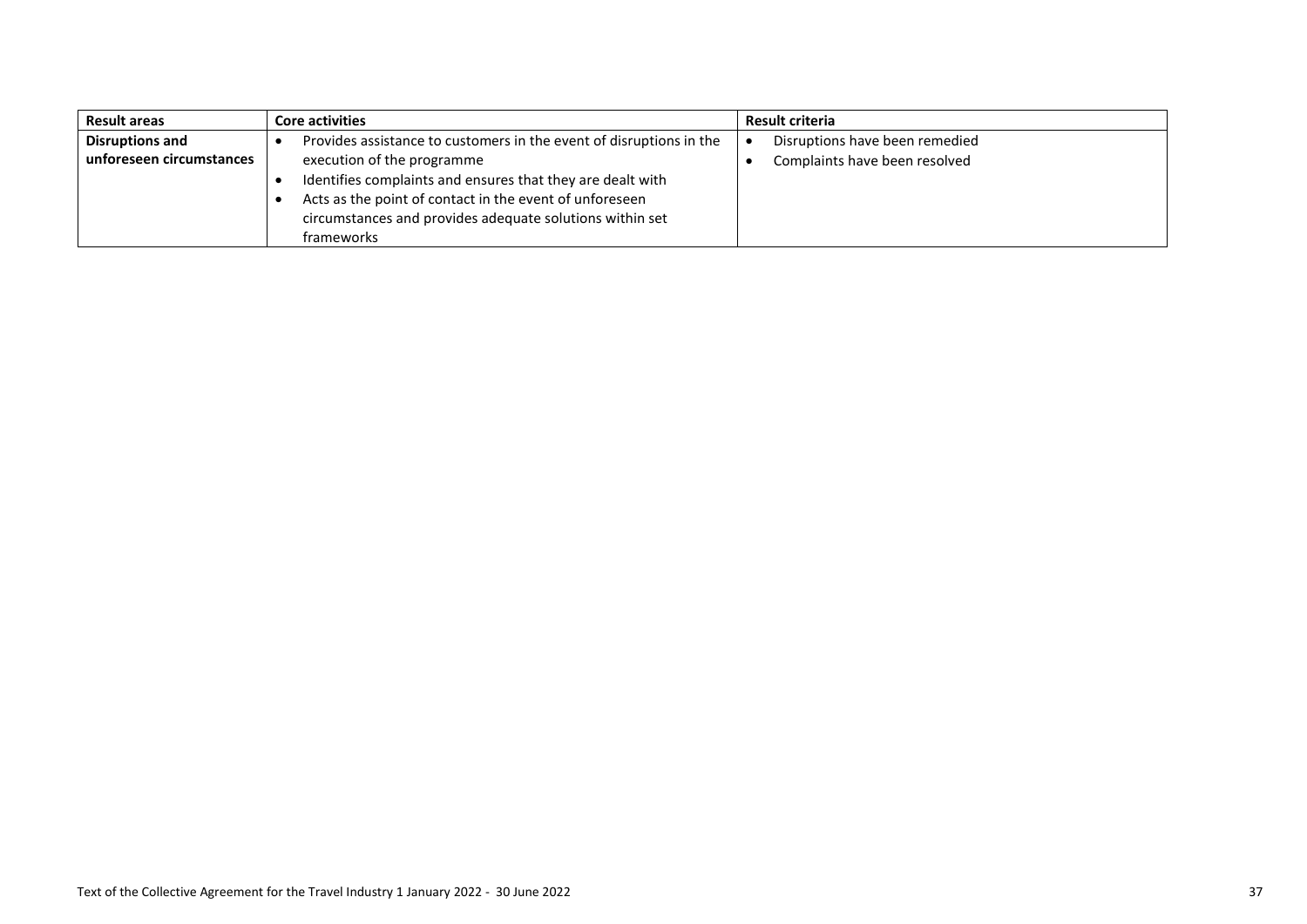| Result areas | Core activities | Result criteria |
|---|---|---|
| **Disruptions and unforeseen circumstances** | • Provides assistance to customers in the event of disruptions in the execution of the programme<br>• Identifies complaints and ensures that they are dealt with<br>• Acts as the point of contact in the event of unforeseen circumstances and provides adequate solutions within set frameworks | • Disruptions have been remedied<br>• Complaints have been resolved |